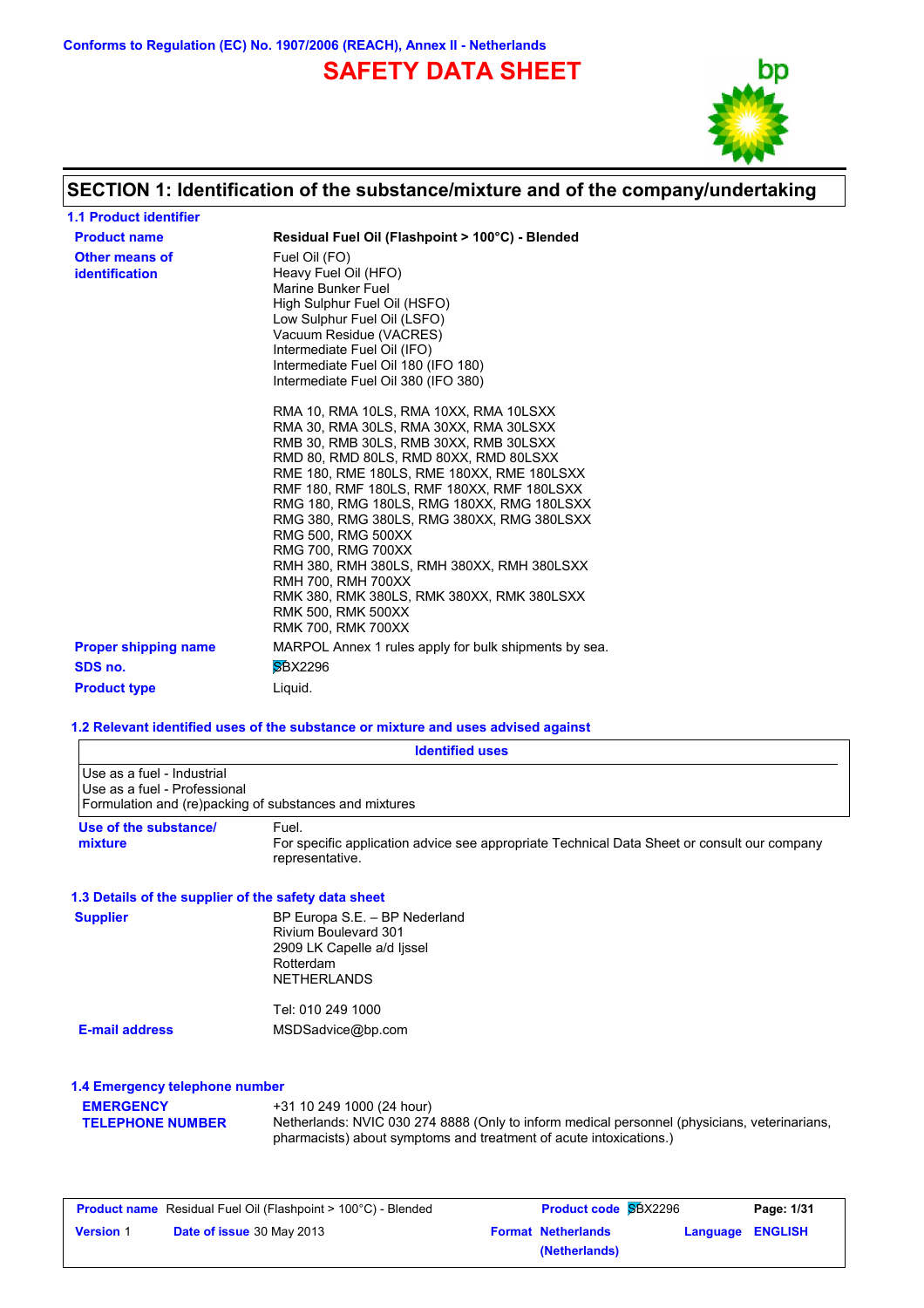Conforms to Regulation (EC) No. 1907/2006 (REACH), Annex II - Netherlands

# SAFETY DATA SHEET

## SECTION 1: Identification of the substance/mixture and of the company/undertaking

### 1.1 Product identifier

**Product name**: **Residual Fuel Oil (Flashpoint > 100°C) - Blended**

**Other means of identification**:
Fuel Oil (FO)
Heavy Fuel Oil (HFO)
Marine Bunker Fuel
High Sulphur Fuel Oil (HSFO)
Low Sulphur Fuel Oil (LSFO)
Vacuum Residue (VACRES)
Intermediate Fuel Oil (IFO)
Intermediate Fuel Oil 180 (IFO 180)
Intermediate Fuel Oil 380 (IFO 380)

RMA 10, RMA 10LS, RMA 10XX, RMA 10LSXX
RMA 30, RMA 30LS, RMA 30XX, RMA 30LSXX
RMB 30, RMB 30LS, RMB 30XX, RMB 30LSXX
RMD 80, RMD 80LS, RMD 80XX, RMD 80LSXX
RME 180, RME 180LS, RME 180XX, RME 180LSXX
RMF 180, RMF 180LS, RMF 180XX, RMF 180LSXX
RMG 180, RMG 180LS, RMG 180XX, RMG 180LSXX
RMG 380, RMG 380LS, RMG 380XX, RMG 380LSXX
RMG 500, RMG 500XX
RMG 700, RMG 700XX
RMH 380, RMH 380LS, RMH 380XX, RMH 380LSXX
RMH 700, RMH 700XX
RMK 380, RMK 380LS, RMK 380XX, RMK 380LSXX
RMK 500, RMK 500XX
RMK 700, RMK 700XX

**Proper shipping name**: MARPOL Annex 1 rules apply for bulk shipments by sea.

**SDS no.**: SBX2296

**Product type**: Liquid.

### 1.2 Relevant identified uses of the substance or mixture and uses advised against

| Identified uses |
|---|
| Use as a fuel - Industrial<br>Use as a fuel - Professional<br>Formulation and (re)packing of substances and mixtures |

**Use of the substance/ mixture**: Fuel.
For specific application advice see appropriate Technical Data Sheet or consult our company representative.

### 1.3 Details of the supplier of the safety data sheet

**Supplier**:
BP Europa S.E. – BP Nederland
Rivium Boulevard 301
2909 LK Capelle a/d Ijssel
Rotterdam
NETHERLANDS

Tel: 010 249 1000

**E-mail address**: MSDSadvice@bp.com

### 1.4 Emergency telephone number

**EMERGENCY TELEPHONE NUMBER**:
+31 10 249 1000 (24 hour)
Netherlands: NVIC 030 274 8888 (Only to inform medical personnel (physicians, veterinarians, pharmacists) about symptoms and treatment of acute intoxications.)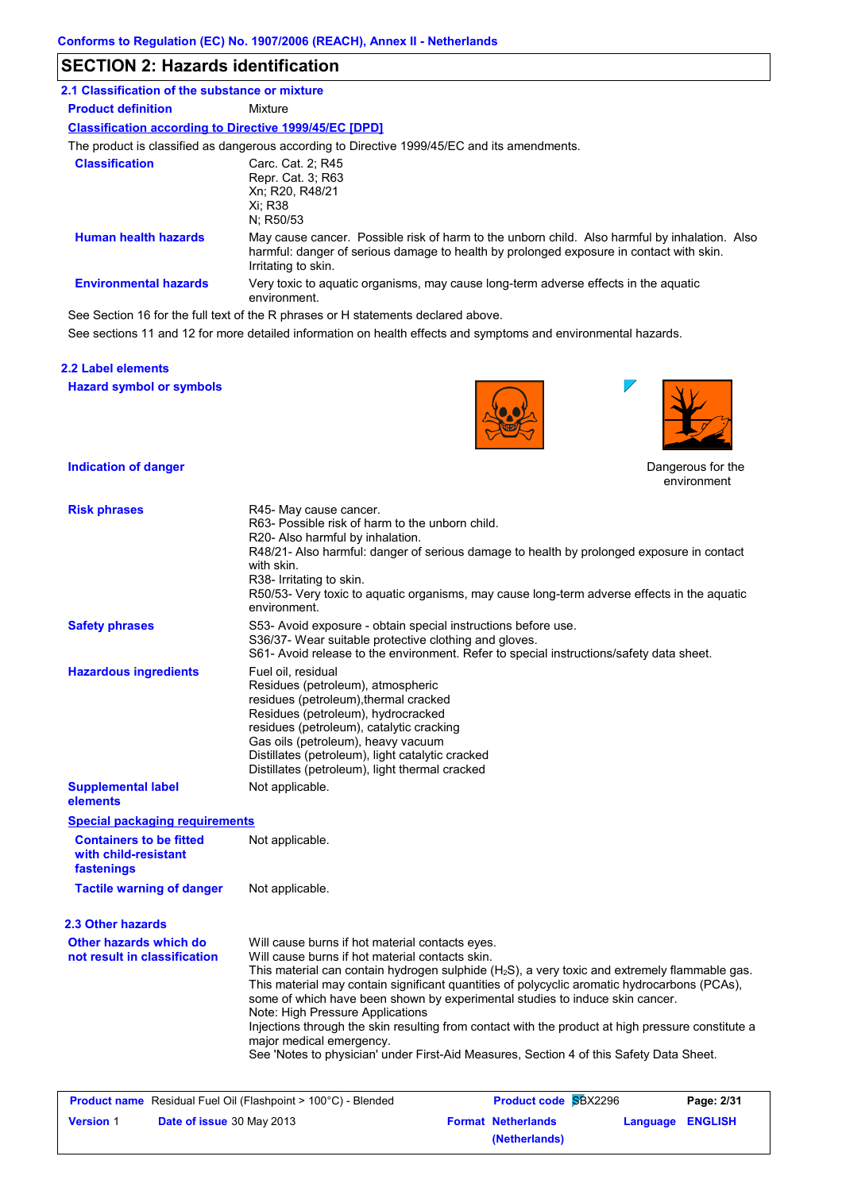Conforms to Regulation (EC) No. 1907/2006 (REACH), Annex II - Netherlands

## SECTION 2: Hazards identification

### 2.1 Classification of the substance or mixture

**Product definition**: Mixture

**Classification according to Directive 1999/45/EC [DPD]**

The product is classified as dangerous according to Directive 1999/45/EC and its amendments.

**Classification**: Carc. Cat. 2; R45
Repr. Cat. 3; R63
Xn; R20, R48/21
Xi; R38
N; R50/53

**Human health hazards**: May cause cancer. Possible risk of harm to the unborn child. Also harmful by inhalation. Also harmful: danger of serious damage to health by prolonged exposure in contact with skin. Irritating to skin.

**Environmental hazards**: Very toxic to aquatic organisms, may cause long-term adverse effects in the aquatic environment.

See Section 16 for the full text of the R phrases or H statements declared above.

See sections 11 and 12 for more detailed information on health effects and symptoms and environmental hazards.

### 2.2 Label elements

**Hazard symbol or symbols**

**Indication of danger**: Dangerous for the environment

**Risk phrases**: R45- May cause cancer.
R63- Possible risk of harm to the unborn child.
R20- Also harmful by inhalation.
R48/21- Also harmful: danger of serious damage to health by prolonged exposure in contact with skin.
R38- Irritating to skin.
R50/53- Very toxic to aquatic organisms, may cause long-term adverse effects in the aquatic environment.

**Safety phrases**: S53- Avoid exposure - obtain special instructions before use.
S36/37- Wear suitable protective clothing and gloves.
S61- Avoid release to the environment. Refer to special instructions/safety data sheet.

**Hazardous ingredients**: Fuel oil, residual
Residues (petroleum), atmospheric
residues (petroleum),thermal cracked
Residues (petroleum), hydrocracked
residues (petroleum), catalytic cracking
Gas oils (petroleum), heavy vacuum
Distillates (petroleum), light catalytic cracked
Distillates (petroleum), light thermal cracked

**Supplemental label elements**: Not applicable.

**Special packaging requirements**

**Containers to be fitted with child-resistant fastenings**: Not applicable.

**Tactile warning of danger**: Not applicable.

### 2.3 Other hazards

**Other hazards which do not result in classification**: Will cause burns if hot material contacts eyes.
Will cause burns if hot material contacts skin.
This material can contain hydrogen sulphide ($H_2S$), a very toxic and extremely flammable gas.
This material may contain significant quantities of polycyclic aromatic hydrocarbons (PCAs), some of which have been shown by experimental studies to induce skin cancer.
Note: High Pressure Applications
Injections through the skin resulting from contact with the product at high pressure constitute a major medical emergency.
See 'Notes to physician' under First-Aid Measures, Section 4 of this Safety Data Sheet.

| Product name | Residual Fuel Oil (Flashpoint > 100°C) - Blended | Product code | SBX2296 | Page: 2/31 |
|---|---|---|---|---|
| Version 1 | Date of issue 30 May 2013 | Format Netherlands (Netherlands) | Language ENGLISH | |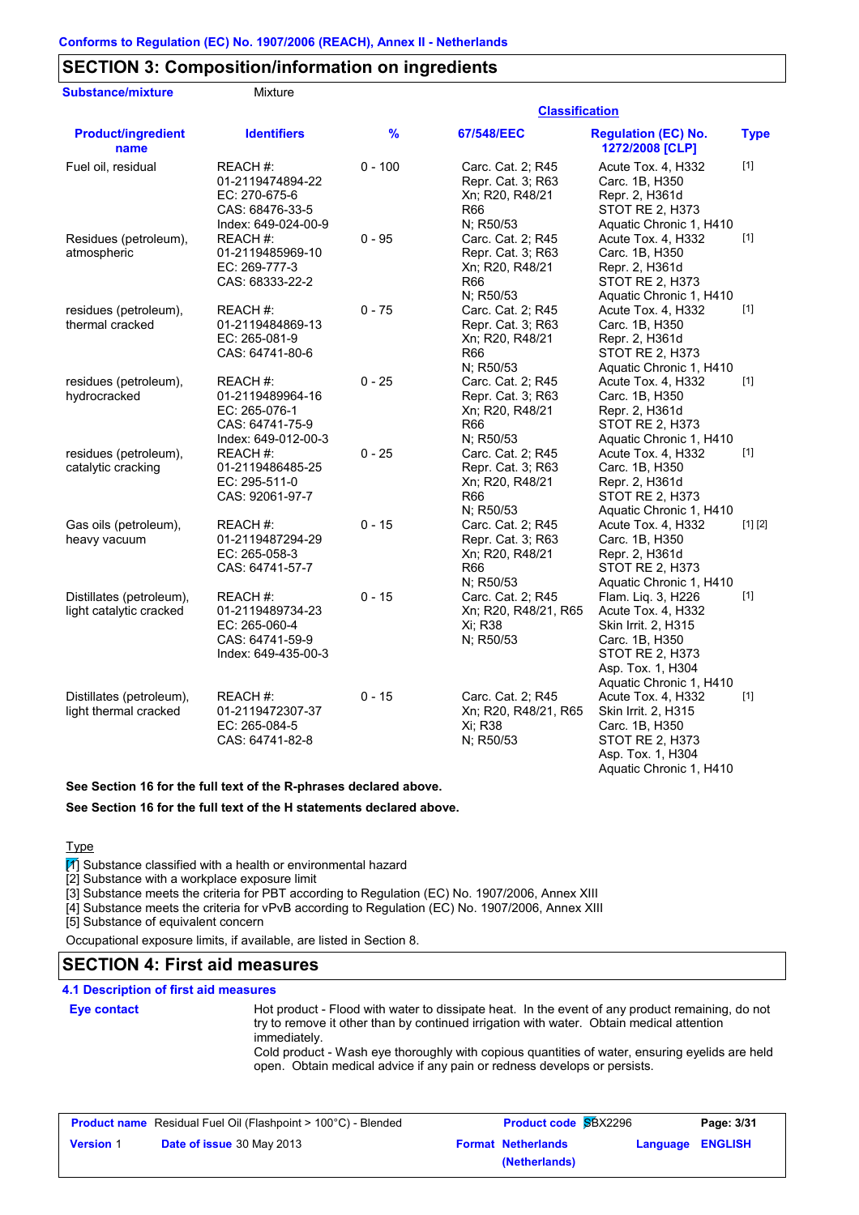Conforms to Regulation (EC) No. 1907/2006 (REACH), Annex II - Netherlands

## SECTION 3: Composition/information on ingredients

**Substance/mixture** Mixture

| Product/ingredient name | Identifiers | % | Classification: 67/548/EEC | Classification: Regulation (EC) No. 1272/2008 [CLP] | Type |
|---|---|---|---|---|---|
| Fuel oil, residual | REACH #: 01-2119474894-22<br>EC: 270-675-6<br>CAS: 68476-33-5<br>Index: 649-024-00-9 | 0 - 100 | Carc. Cat. 2; R45<br>Repr. Cat. 3; R63<br>Xn; R20, R48/21<br>R66<br>N; R50/53 | Acute Tox. 4, H332<br>Carc. 1B, H350<br>Repr. 2, H361d<br>STOT RE 2, H373<br>Aquatic Chronic 1, H410 | [1] |
| Residues (petroleum), atmospheric | REACH #: 01-2119485969-10<br>EC: 269-777-3<br>CAS: 68333-22-2 | 0 - 95 | Carc. Cat. 2; R45<br>Repr. Cat. 3; R63<br>Xn; R20, R48/21<br>R66<br>N; R50/53 | Acute Tox. 4, H332<br>Carc. 1B, H350<br>Repr. 2, H361d<br>STOT RE 2, H373<br>Aquatic Chronic 1, H410 | [1] |
| residues (petroleum), thermal cracked | REACH #: 01-2119484869-13<br>EC: 265-081-9<br>CAS: 64741-80-6 | 0 - 75 | Carc. Cat. 2; R45<br>Repr. Cat. 3; R63<br>Xn; R20, R48/21<br>R66<br>N; R50/53 | Acute Tox. 4, H332<br>Carc. 1B, H350<br>Repr. 2, H361d<br>STOT RE 2, H373<br>Aquatic Chronic 1, H410 | [1] |
| residues (petroleum), hydrocracked | REACH #: 01-2119489964-16<br>EC: 265-076-1<br>CAS: 64741-75-9<br>Index: 649-012-00-3 | 0 - 25 | Carc. Cat. 2; R45<br>Repr. Cat. 3; R63<br>Xn; R20, R48/21<br>R66<br>N; R50/53 | Acute Tox. 4, H332<br>Carc. 1B, H350<br>Repr. 2, H361d<br>STOT RE 2, H373<br>Aquatic Chronic 1, H410 | [1] |
| residues (petroleum), catalytic cracking | REACH #: 01-2119486485-25<br>EC: 295-511-0<br>CAS: 92061-97-7 | 0 - 25 | Carc. Cat. 2; R45<br>Repr. Cat. 3; R63<br>Xn; R20, R48/21<br>R66<br>N; R50/53 | Acute Tox. 4, H332<br>Carc. 1B, H350<br>Repr. 2, H361d<br>STOT RE 2, H373<br>Aquatic Chronic 1, H410 | [1] |
| Gas oils (petroleum), heavy vacuum | REACH #: 01-2119487294-29<br>EC: 265-058-3<br>CAS: 64741-57-7 | 0 - 15 | Carc. Cat. 2; R45<br>Repr. Cat. 3; R63<br>Xn; R20, R48/21<br>R66<br>N; R50/53 | Acute Tox. 4, H332<br>Carc. 1B, H350<br>Repr. 2, H361d<br>STOT RE 2, H373<br>Aquatic Chronic 1, H410 | [1] [2] |
| Distillates (petroleum), light catalytic cracked | REACH #: 01-2119489734-23<br>EC: 265-060-4<br>CAS: 64741-59-9<br>Index: 649-435-00-3 | 0 - 15 | Carc. Cat. 2; R45<br>Xn; R20, R48/21, R65<br>Xi; R38<br>N; R50/53 | Flam. Liq. 3, H226<br>Acute Tox. 4, H332<br>Skin Irrit. 2, H315<br>Carc. 1B, H350<br>STOT RE 2, H373<br>Asp. Tox. 1, H304<br>Aquatic Chronic 1, H410 | [1] |
| Distillates (petroleum), light thermal cracked | REACH #: 01-2119472307-37<br>EC: 265-084-5<br>CAS: 64741-82-8 | 0 - 15 | Carc. Cat. 2; R45<br>Xn; R20, R48/21, R65<br>Xi; R38<br>N; R50/53 | Acute Tox. 4, H332<br>Skin Irrit. 2, H315<br>Carc. 1B, H350<br>STOT RE 2, H373<br>Asp. Tox. 1, H304<br>Aquatic Chronic 1, H410 | [1] |

**See Section 16 for the full text of the R-phrases declared above.**

**See Section 16 for the full text of the H statements declared above.**

Type

[1] Substance classified with a health or environmental hazard
[2] Substance with a workplace exposure limit
[3] Substance meets the criteria for PBT according to Regulation (EC) No. 1907/2006, Annex XIII
[4] Substance meets the criteria for vPvB according to Regulation (EC) No. 1907/2006, Annex XIII
[5] Substance of equivalent concern

Occupational exposure limits, if available, are listed in Section 8.

## SECTION 4: First aid measures

### 4.1 Description of first aid measures

**Eye contact**

Hot product - Flood with water to dissipate heat. In the event of any product remaining, do not try to remove it other than by continued irrigation with water. Obtain medical attention immediately.
Cold product - Wash eye thoroughly with copious quantities of water, ensuring eyelids are held open. Obtain medical advice if any pain or redness develops or persists.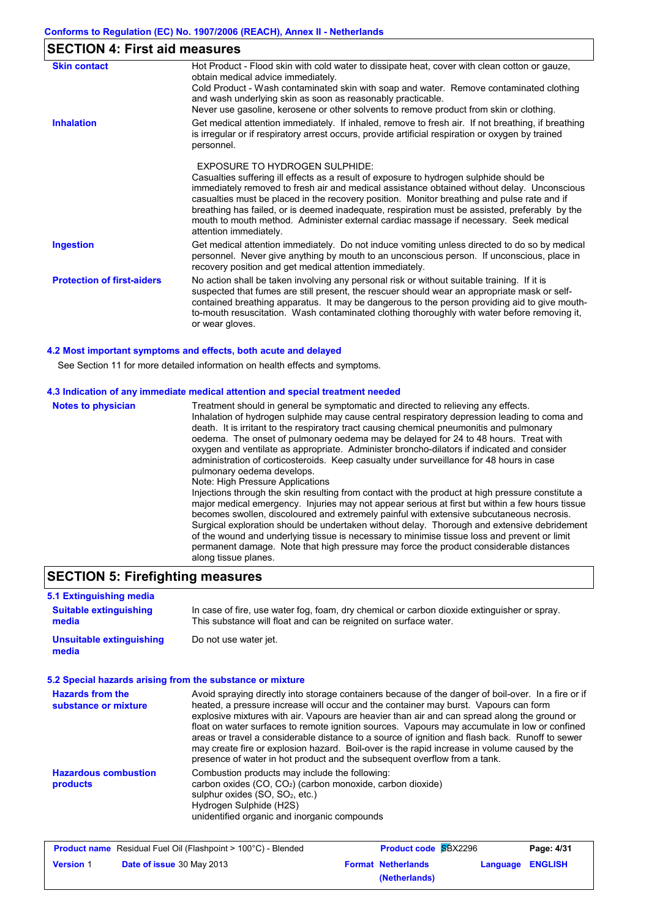## SECTION 4: First aid measures

| | |
|---|---|
| **Skin contact** | Hot Product - Flood skin with cold water to dissipate heat, cover with clean cotton or gauze, obtain medical advice immediately. Cold Product - Wash contaminated skin with soap and water. Remove contaminated clothing and wash underlying skin as soon as reasonably practicable. Never use gasoline, kerosene or other solvents to remove product from skin or clothing. |
| **Inhalation** | Get medical attention immediately. If inhaled, remove to fresh air. If not breathing, if breathing is irregular or if respiratory arrest occurs, provide artificial respiration or oxygen by trained personnel.<br><br>EXPOSURE TO HYDROGEN SULPHIDE:<br>Casualties suffering ill effects as a result of exposure to hydrogen sulphide should be immediately removed to fresh air and medical assistance obtained without delay. Unconscious casualties must be placed in the recovery position. Monitor breathing and pulse rate and if breathing has failed, or is deemed inadequate, respiration must be assisted, preferably by the mouth to mouth method. Administer external cardiac massage if necessary. Seek medical attention immediately. |
| **Ingestion** | Get medical attention immediately. Do not induce vomiting unless directed to do so by medical personnel. Never give anything by mouth to an unconscious person. If unconscious, place in recovery position and get medical attention immediately. |
| **Protection of first-aiders** | No action shall be taken involving any personal risk or without suitable training. If it is suspected that fumes are still present, the rescuer should wear an appropriate mask or self-contained breathing apparatus. It may be dangerous to the person providing aid to give mouth-to-mouth resuscitation. Wash contaminated clothing thoroughly with water before removing it, or wear gloves. |

### 4.2 Most important symptoms and effects, both acute and delayed

See Section 11 for more detailed information on health effects and symptoms.

### 4.3 Indication of any immediate medical attention and special treatment needed

| | |
|---|---|
| **Notes to physician** | Treatment should in general be symptomatic and directed to relieving any effects. Inhalation of hydrogen sulphide may cause central respiratory depression leading to coma and death. It is irritant to the respiratory tract causing chemical pneumonitis and pulmonary oedema. The onset of pulmonary oedema may be delayed for 24 to 48 hours. Treat with oxygen and ventilate as appropriate. Administer broncho-dilators if indicated and consider administration of corticosteroids. Keep casualty under surveillance for 48 hours in case pulmonary oedema develops.<br>Note: High Pressure Applications<br>Injections through the skin resulting from contact with the product at high pressure constitute a major medical emergency. Injuries may not appear serious at first but within a few hours tissue becomes swollen, discoloured and extremely painful with extensive subcutaneous necrosis. Surgical exploration should be undertaken without delay. Thorough and extensive debridement of the wound and underlying tissue is necessary to minimise tissue loss and prevent or limit permanent damage. Note that high pressure may force the product considerable distances along tissue planes. |

## SECTION 5: Firefighting measures

### 5.1 Extinguishing media

| | |
|---|---|
| **Suitable extinguishing media** | In case of fire, use water fog, foam, dry chemical or carbon dioxide extinguisher or spray. This substance will float and can be reignited on surface water. |
| **Unsuitable extinguishing media** | Do not use water jet. |

### 5.2 Special hazards arising from the substance or mixture

| | |
|---|---|
| **Hazards from the substance or mixture** | Avoid spraying directly into storage containers because of the danger of boil-over. In a fire or if heated, a pressure increase will occur and the container may burst. Vapours can form explosive mixtures with air. Vapours are heavier than air and can spread along the ground or float on water surfaces to remote ignition sources. Vapours may accumulate in low or confined areas or travel a considerable distance to a source of ignition and flash back. Runoff to sewer may create fire or explosion hazard. Boil-over is the rapid increase in volume caused by the presence of water in hot product and the subsequent overflow from a tank. |
| **Hazardous combustion products** | Combustion products may include the following:<br>carbon oxides (CO, $CO_2$) (carbon monoxide, carbon dioxide)<br>sulphur oxides (SO, $SO_2$, etc.)<br>Hydrogen Sulphide (H2S)<br>unidentified organic and inorganic compounds |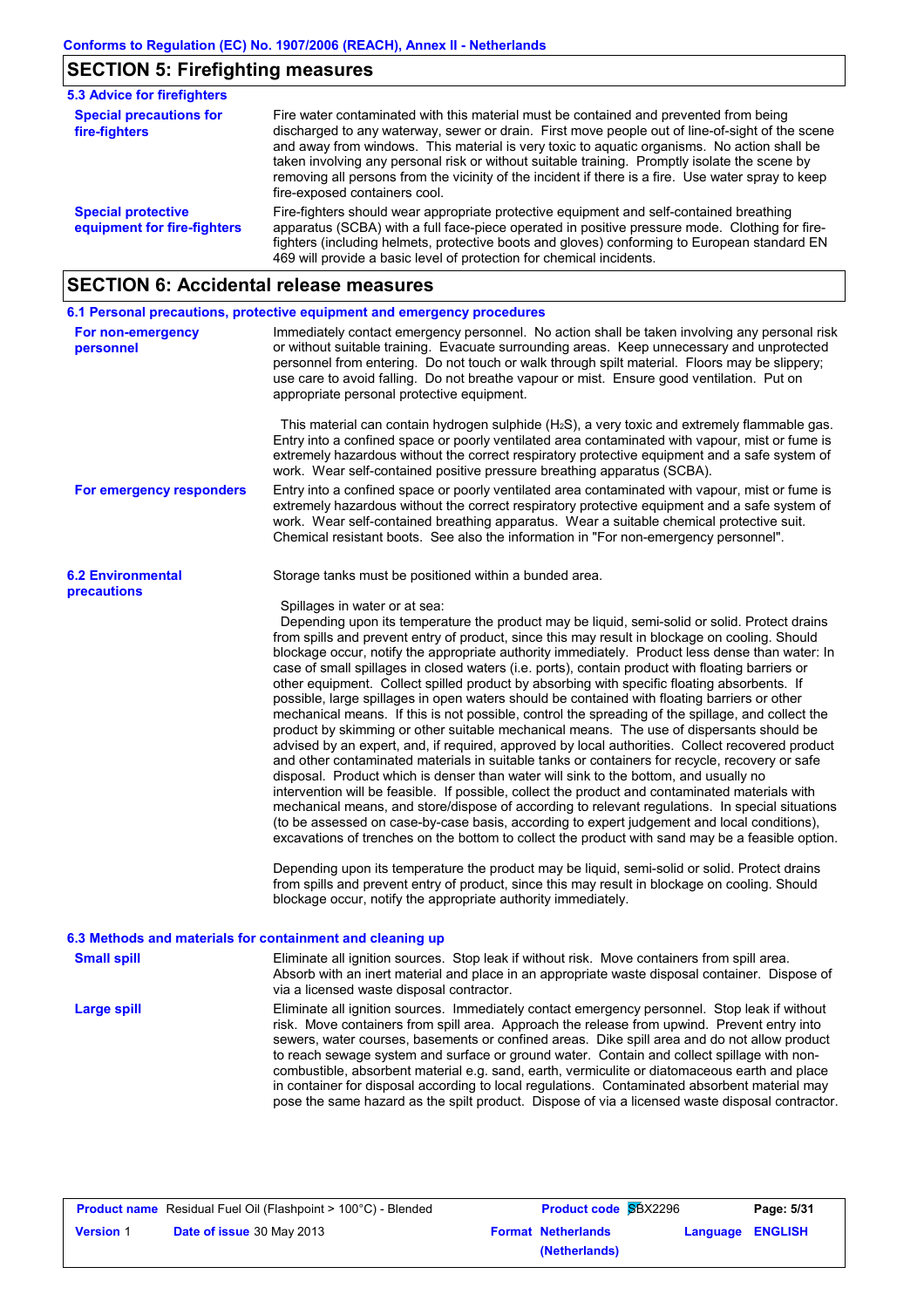## SECTION 5: Firefighting measures

### 5.3 Advice for firefighters

**Special precautions for fire-fighters**

Fire water contaminated with this material must be contained and prevented from being discharged to any waterway, sewer or drain. First move people out of line-of-sight of the scene and away from windows. This material is very toxic to aquatic organisms. No action shall be taken involving any personal risk or without suitable training. Promptly isolate the scene by removing all persons from the vicinity of the incident if there is a fire. Use water spray to keep fire-exposed containers cool.

**Special protective equipment for fire-fighters**

Fire-fighters should wear appropriate protective equipment and self-contained breathing apparatus (SCBA) with a full face-piece operated in positive pressure mode. Clothing for fire-fighters (including helmets, protective boots and gloves) conforming to European standard EN 469 will provide a basic level of protection for chemical incidents.

## SECTION 6: Accidental release measures

### 6.1 Personal precautions, protective equipment and emergency procedures

**For non-emergency personnel**

Immediately contact emergency personnel. No action shall be taken involving any personal risk or without suitable training. Evacuate surrounding areas. Keep unnecessary and unprotected personnel from entering. Do not touch or walk through spilt material. Floors may be slippery; use care to avoid falling. Do not breathe vapour or mist. Ensure good ventilation. Put on appropriate personal protective equipment.

This material can contain hydrogen sulphide ($H_2S$), a very toxic and extremely flammable gas. Entry into a confined space or poorly ventilated area contaminated with vapour, mist or fume is extremely hazardous without the correct respiratory protective equipment and a safe system of work. Wear self-contained positive pressure breathing apparatus (SCBA).

**For emergency responders**

Entry into a confined space or poorly ventilated area contaminated with vapour, mist or fume is extremely hazardous without the correct respiratory protective equipment and a safe system of work. Wear self-contained breathing apparatus. Wear a suitable chemical protective suit. Chemical resistant boots. See also the information in "For non-emergency personnel".

### 6.2 Environmental precautions

Storage tanks must be positioned within a bunded area.

Spillages in water or at sea:
Depending upon its temperature the product may be liquid, semi-solid or solid. Protect drains from spills and prevent entry of product, since this may result in blockage on cooling. Should blockage occur, notify the appropriate authority immediately. Product less dense than water: In case of small spillages in closed waters (i.e. ports), contain product with floating barriers or other equipment. Collect spilled product by absorbing with specific floating absorbents. If possible, large spillages in open waters should be contained with floating barriers or other mechanical means. If this is not possible, control the spreading of the spillage, and collect the product by skimming or other suitable mechanical means. The use of dispersants should be advised by an expert, and, if required, approved by local authorities. Collect recovered product and other contaminated materials in suitable tanks or containers for recycle, recovery or safe disposal. Product which is denser than water will sink to the bottom, and usually no intervention will be feasible. If possible, collect the product and contaminated materials with mechanical means, and store/dispose of according to relevant regulations. In special situations (to be assessed on case-by-case basis, according to expert judgement and local conditions), excavations of trenches on the bottom to collect the product with sand may be a feasible option.

Depending upon its temperature the product may be liquid, semi-solid or solid. Protect drains from spills and prevent entry of product, since this may result in blockage on cooling. Should blockage occur, notify the appropriate authority immediately.

### 6.3 Methods and materials for containment and cleaning up

**Small spill**

Eliminate all ignition sources. Stop leak if without risk. Move containers from spill area. Absorb with an inert material and place in an appropriate waste disposal container. Dispose of via a licensed waste disposal contractor.

**Large spill**

Eliminate all ignition sources. Immediately contact emergency personnel. Stop leak if without risk. Move containers from spill area. Approach the release from upwind. Prevent entry into sewers, water courses, basements or confined areas. Dike spill area and do not allow product to reach sewage system and surface or ground water. Contain and collect spillage with non-combustible, absorbent material e.g. sand, earth, vermiculite or diatomaceous earth and place in container for disposal according to local regulations. Contaminated absorbent material may pose the same hazard as the spilt product. Dispose of via a licensed waste disposal contractor.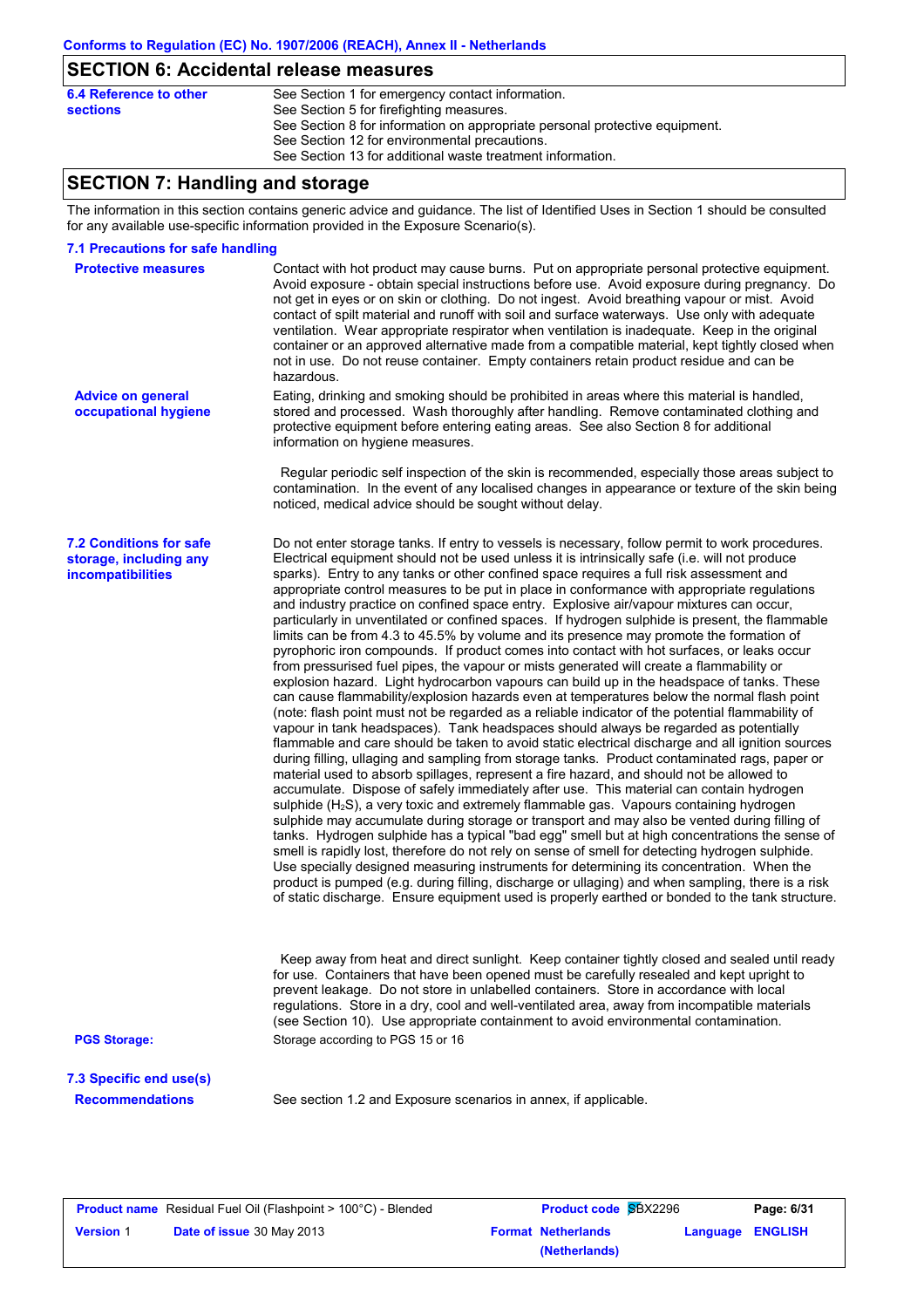## SECTION 6: Accidental release measures

**6.4 Reference to other sections**

See Section 1 for emergency contact information.
See Section 5 for firefighting measures.
See Section 8 for information on appropriate personal protective equipment.
See Section 12 for environmental precautions.
See Section 13 for additional waste treatment information.

## SECTION 7: Handling and storage

The information in this section contains generic advice and guidance. The list of Identified Uses in Section 1 should be consulted for any available use-specific information provided in the Exposure Scenario(s).

### 7.1 Precautions for safe handling

**Protective measures**

Contact with hot product may cause burns. Put on appropriate personal protective equipment. Avoid exposure - obtain special instructions before use. Avoid exposure during pregnancy. Do not get in eyes or on skin or clothing. Do not ingest. Avoid breathing vapour or mist. Avoid contact of spilt material and runoff with soil and surface waterways. Use only with adequate ventilation. Wear appropriate respirator when ventilation is inadequate. Keep in the original container or an approved alternative made from a compatible material, kept tightly closed when not in use. Do not reuse container. Empty containers retain product residue and can be hazardous.

**Advice on general occupational hygiene**

Eating, drinking and smoking should be prohibited in areas where this material is handled, stored and processed. Wash thoroughly after handling. Remove contaminated clothing and protective equipment before entering eating areas. See also Section 8 for additional information on hygiene measures.

Regular periodic self inspection of the skin is recommended, especially those areas subject to contamination. In the event of any localised changes in appearance or texture of the skin being noticed, medical advice should be sought without delay.

### 7.2 Conditions for safe storage, including any incompatibilities

Do not enter storage tanks. If entry to vessels is necessary, follow permit to work procedures. Electrical equipment should not be used unless it is intrinsically safe (i.e. will not produce sparks). Entry to any tanks or other confined space requires a full risk assessment and appropriate control measures to be put in place in conformance with appropriate regulations and industry practice on confined space entry. Explosive air/vapour mixtures can occur, particularly in unventilated or confined spaces. If hydrogen sulphide is present, the flammable limits can be from 4.3 to 45.5% by volume and its presence may promote the formation of pyrophoric iron compounds. If product comes into contact with hot surfaces, or leaks occur from pressurised fuel pipes, the vapour or mists generated will create a flammability or explosion hazard. Light hydrocarbon vapours can build up in the headspace of tanks. These can cause flammability/explosion hazards even at temperatures below the normal flash point (note: flash point must not be regarded as a reliable indicator of the potential flammability of vapour in tank headspaces). Tank headspaces should always be regarded as potentially flammable and care should be taken to avoid static electrical discharge and all ignition sources during filling, ullaging and sampling from storage tanks. Product contaminated rags, paper or material used to absorb spillages, represent a fire hazard, and should not be allowed to accumulate. Dispose of safely immediately after use. This material can contain hydrogen sulphide ($H_2S$), a very toxic and extremely flammable gas. Vapours containing hydrogen sulphide may accumulate during storage or transport and may also be vented during filling of tanks. Hydrogen sulphide has a typical "bad egg" smell but at high concentrations the sense of smell is rapidly lost, therefore do not rely on sense of smell for detecting hydrogen sulphide. Use specially designed measuring instruments for determining its concentration. When the product is pumped (e.g. during filling, discharge or ullaging) and when sampling, there is a risk of static discharge. Ensure equipment used is properly earthed or bonded to the tank structure.

Keep away from heat and direct sunlight. Keep container tightly closed and sealed until ready for use. Containers that have been opened must be carefully resealed and kept upright to prevent leakage. Do not store in unlabelled containers. Store in accordance with local regulations. Store in a dry, cool and well-ventilated area, away from incompatible materials (see Section 10). Use appropriate containment to avoid environmental contamination.

**PGS Storage:** Storage according to PGS 15 or 16

### 7.3 Specific end use(s)

**Recommendations**

See section 1.2 and Exposure scenarios in annex, if applicable.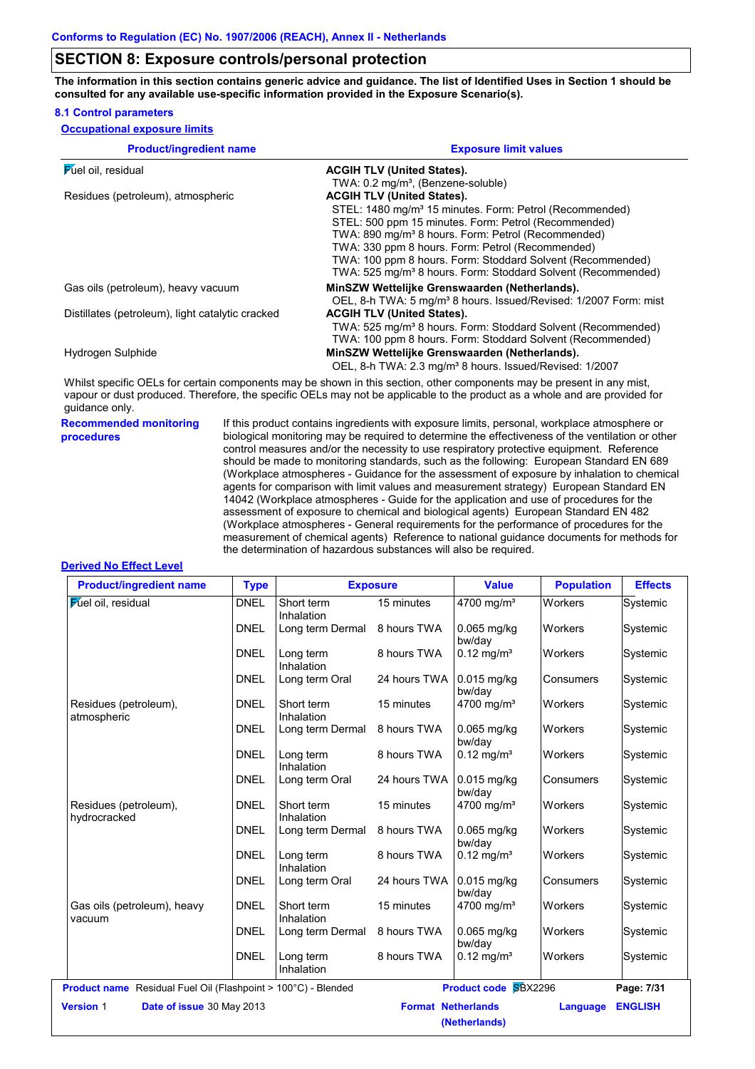Conforms to Regulation (EC) No. 1907/2006 (REACH), Annex II - Netherlands

## SECTION 8: Exposure controls/personal protection

**The information in this section contains generic advice and guidance. The list of Identified Uses in Section 1 should be consulted for any available use-specific information provided in the Exposure Scenario(s).**

### 8.1 Control parameters

**Occupational exposure limits**

| Product/ingredient name | Exposure limit values |
|---|---|
| Fuel oil, residual | **ACGIH TLV (United States).** TWA: 0.2 mg/m³, (Benzene-soluble) |
| Residues (petroleum), atmospheric | **ACGIH TLV (United States).** STEL: 1480 mg/m³ 15 minutes. Form: Petrol (Recommended) STEL: 500 ppm 15 minutes. Form: Petrol (Recommended) TWA: 890 mg/m³ 8 hours. Form: Petrol (Recommended) TWA: 330 ppm 8 hours. Form: Petrol (Recommended) TWA: 100 ppm 8 hours. Form: Stoddard Solvent (Recommended) TWA: 525 mg/m³ 8 hours. Form: Stoddard Solvent (Recommended) |
| Gas oils (petroleum), heavy vacuum | **MinSZW Wettelijke Grenswaarden (Netherlands).** OEL, 8-h TWA: 5 mg/m³ 8 hours. Issued/Revised: 1/2007 Form: mist |
| Distillates (petroleum), light catalytic cracked | **ACGIH TLV (United States).** TWA: 525 mg/m³ 8 hours. Form: Stoddard Solvent (Recommended) TWA: 100 ppm 8 hours. Form: Stoddard Solvent (Recommended) |
| Hydrogen Sulphide | **MinSZW Wettelijke Grenswaarden (Netherlands).** OEL, 8-h TWA: 2.3 mg/m³ 8 hours. Issued/Revised: 1/2007 |

Whilst specific OELs for certain components may be shown in this section, other components may be present in any mist, vapour or dust produced. Therefore, the specific OELs may not be applicable to the product as a whole and are provided for guidance only.

**Recommended monitoring procedures**

If this product contains ingredients with exposure limits, personal, workplace atmosphere or biological monitoring may be required to determine the effectiveness of the ventilation or other control measures and/or the necessity to use respiratory protective equipment. Reference should be made to monitoring standards, such as the following: European Standard EN 689 (Workplace atmospheres - Guidance for the assessment of exposure by inhalation to chemical agents for comparison with limit values and measurement strategy) European Standard EN 14042 (Workplace atmospheres - Guide for the application and use of procedures for the assessment of exposure to chemical and biological agents) European Standard EN 482 (Workplace atmospheres - General requirements for the performance of procedures for the measurement of chemical agents) Reference to national guidance documents for methods for the determination of hazardous substances will also be required.

**Derived No Effect Level**

| Product/ingredient name | Type | Exposure | | Value | Population | Effects |
|---|---|---|---|---|---|---|
| Fuel oil, residual | DNEL | Short term Inhalation | 15 minutes | 4700 mg/m³ | Workers | Systemic |
| | DNEL | Long term Dermal | 8 hours TWA | 0.065 mg/kg bw/day | Workers | Systemic |
| | DNEL | Long term Inhalation | 8 hours TWA | 0.12 mg/m³ | Workers | Systemic |
| | DNEL | Long term Oral | 24 hours TWA | 0.015 mg/kg bw/day | Consumers | Systemic |
| Residues (petroleum), atmospheric | DNEL | Short term Inhalation | 15 minutes | 4700 mg/m³ | Workers | Systemic |
| | DNEL | Long term Dermal | 8 hours TWA | 0.065 mg/kg bw/day | Workers | Systemic |
| | DNEL | Long term Inhalation | 8 hours TWA | 0.12 mg/m³ | Workers | Systemic |
| | DNEL | Long term Oral | 24 hours TWA | 0.015 mg/kg bw/day | Consumers | Systemic |
| Residues (petroleum), hydrocracked | DNEL | Short term Inhalation | 15 minutes | 4700 mg/m³ | Workers | Systemic |
| | DNEL | Long term Dermal | 8 hours TWA | 0.065 mg/kg bw/day | Workers | Systemic |
| | DNEL | Long term Inhalation | 8 hours TWA | 0.12 mg/m³ | Workers | Systemic |
| | DNEL | Long term Oral | 24 hours TWA | 0.015 mg/kg bw/day | Consumers | Systemic |
| Gas oils (petroleum), heavy vacuum | DNEL | Short term Inhalation | 15 minutes | 4700 mg/m³ | Workers | Systemic |
| | DNEL | Long term Dermal | 8 hours TWA | 0.065 mg/kg bw/day | Workers | Systemic |
| | DNEL | Long term Inhalation | 8 hours TWA | 0.12 mg/m³ | Workers | Systemic |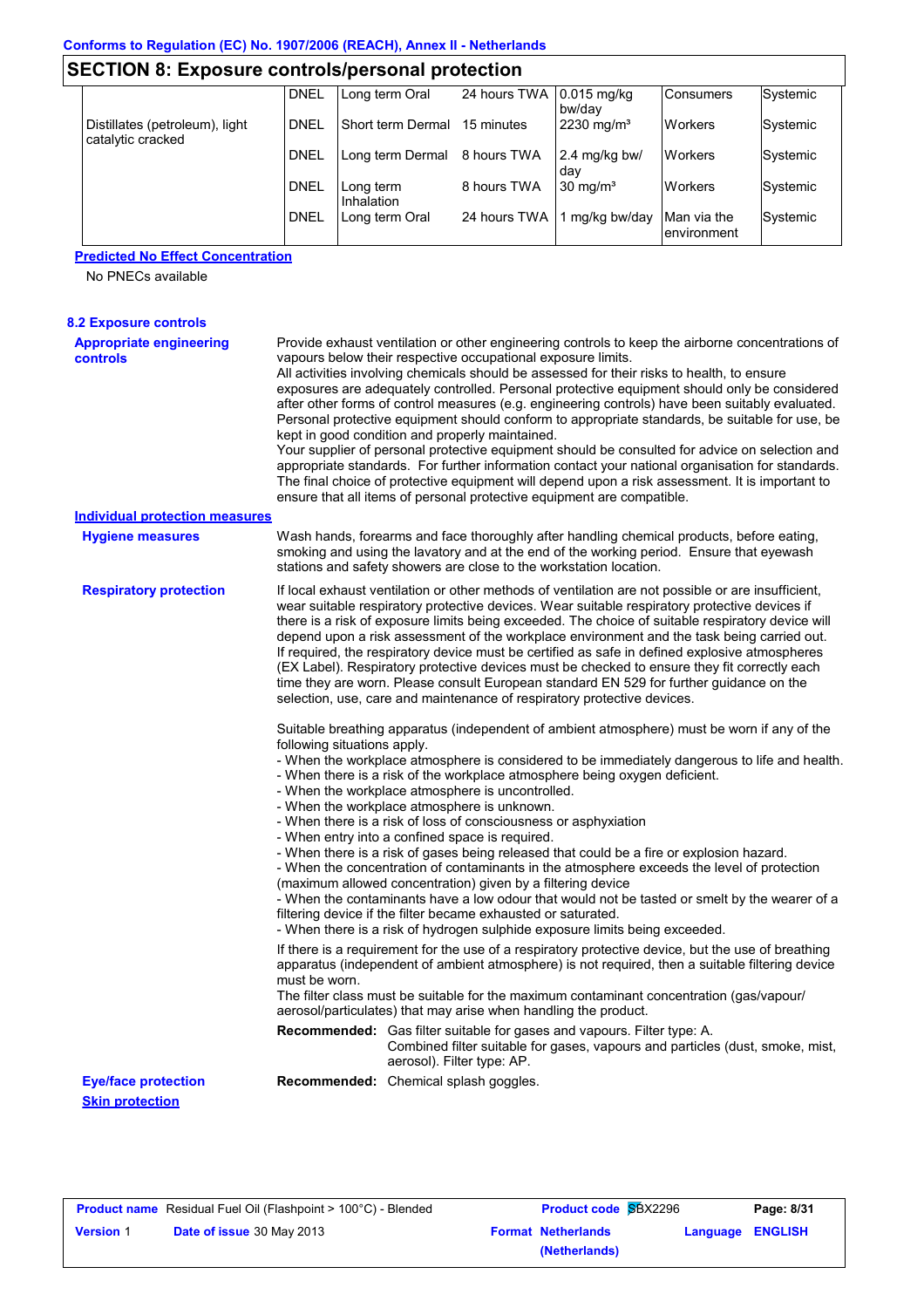## SECTION 8: Exposure controls/personal protection

| | | | | | | |
|---|---|---|---|---|---|---|
| | DNEL | Long term Oral | 24 hours TWA | 0.015 mg/kg bw/day | Consumers | Systemic |
| Distillates (petroleum), light catalytic cracked | DNEL | Short term Dermal | 15 minutes | 2230 mg/m³ | Workers | Systemic |
| | DNEL | Long term Dermal | 8 hours TWA | 2.4 mg/kg bw/day | Workers | Systemic |
| | DNEL | Long term Inhalation | 8 hours TWA | 30 mg/m³ | Workers | Systemic |
| | DNEL | Long term Oral | 24 hours TWA | 1 mg/kg bw/day | Man via the environment | Systemic |

**Predicted No Effect Concentration**

No PNECs available

### 8.2 Exposure controls

**Appropriate engineering controls**

Provide exhaust ventilation or other engineering controls to keep the airborne concentrations of vapours below their respective occupational exposure limits.
All activities involving chemicals should be assessed for their risks to health, to ensure exposures are adequately controlled. Personal protective equipment should only be considered after other forms of control measures (e.g. engineering controls) have been suitably evaluated. Personal protective equipment should conform to appropriate standards, be suitable for use, be kept in good condition and properly maintained.
Your supplier of personal protective equipment should be consulted for advice on selection and appropriate standards. For further information contact your national organisation for standards. The final choice of protective equipment will depend upon a risk assessment. It is important to ensure that all items of personal protective equipment are compatible.

**Individual protection measures**

**Hygiene measures**

Wash hands, forearms and face thoroughly after handling chemical products, before eating, smoking and using the lavatory and at the end of the working period. Ensure that eyewash stations and safety showers are close to the workstation location.

**Respiratory protection**

If local exhaust ventilation or other methods of ventilation are not possible or are insufficient, wear suitable respiratory protective devices. Wear suitable respiratory protective devices if there is a risk of exposure limits being exceeded. The choice of suitable respiratory device will depend upon a risk assessment of the workplace environment and the task being carried out. If required, the respiratory device must be certified as safe in defined explosive atmospheres (EX Label). Respiratory protective devices must be checked to ensure they fit correctly each time they are worn. Please consult European standard EN 529 for further guidance on the selection, use, care and maintenance of respiratory protective devices.

Suitable breathing apparatus (independent of ambient atmosphere) must be worn if any of the following situations apply.
- When the workplace atmosphere is considered to be immediately dangerous to life and health.
- When there is a risk of the workplace atmosphere being oxygen deficient.
- When the workplace atmosphere is uncontrolled.
- When the workplace atmosphere is unknown.
- When there is a risk of loss of consciousness or asphyxiation
- When entry into a confined space is required.
- When there is a risk of gases being released that could be a fire or explosion hazard.
- When the concentration of contaminants in the atmosphere exceeds the level of protection (maximum allowed concentration) given by a filtering device
- When the contaminants have a low odour that would not be tasted or smelt by the wearer of a filtering device if the filter became exhausted or saturated.
- When there is a risk of hydrogen sulphide exposure limits being exceeded.

If there is a requirement for the use of a respiratory protective device, but the use of breathing apparatus (independent of ambient atmosphere) is not required, then a suitable filtering device must be worn.
The filter class must be suitable for the maximum contaminant concentration (gas/vapour/aerosol/particulates) that may arise when handling the product.

**Recommended:** Gas filter suitable for gases and vapours. Filter type: A.
Combined filter suitable for gases, vapours and particles (dust, smoke, mist, aerosol). Filter type: AP.

**Eye/face protection**

**Recommended:** Chemical splash goggles.

**Skin protection**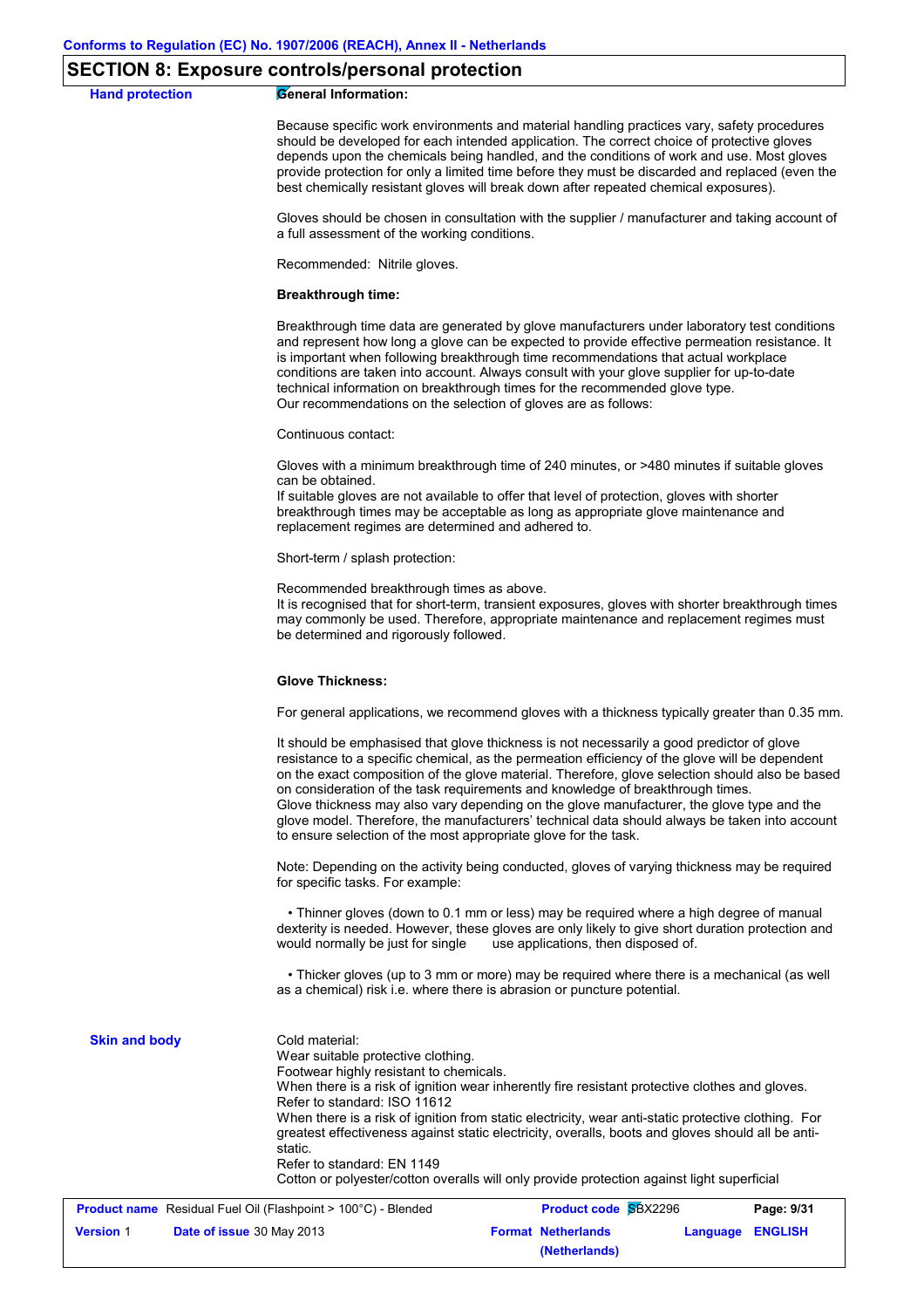## SECTION 8: Exposure controls/personal protection

**Hand protection**

**General Information:**

Because specific work environments and material handling practices vary, safety procedures should be developed for each intended application. The correct choice of protective gloves depends upon the chemicals being handled, and the conditions of work and use. Most gloves provide protection for only a limited time before they must be discarded and replaced (even the best chemically resistant gloves will break down after repeated chemical exposures).

Gloves should be chosen in consultation with the supplier / manufacturer and taking account of a full assessment of the working conditions.

Recommended: Nitrile gloves.

**Breakthrough time:**

Breakthrough time data are generated by glove manufacturers under laboratory test conditions and represent how long a glove can be expected to provide effective permeation resistance. It is important when following breakthrough time recommendations that actual workplace conditions are taken into account. Always consult with your glove supplier for up-to-date technical information on breakthrough times for the recommended glove type.
Our recommendations on the selection of gloves are as follows:

Continuous contact:

Gloves with a minimum breakthrough time of 240 minutes, or >480 minutes if suitable gloves can be obtained.
If suitable gloves are not available to offer that level of protection, gloves with shorter breakthrough times may be acceptable as long as appropriate glove maintenance and replacement regimes are determined and adhered to.

Short-term / splash protection:

Recommended breakthrough times as above.
It is recognised that for short-term, transient exposures, gloves with shorter breakthrough times may commonly be used. Therefore, appropriate maintenance and replacement regimes must be determined and rigorously followed.

**Glove Thickness:**

For general applications, we recommend gloves with a thickness typically greater than 0.35 mm.

It should be emphasised that glove thickness is not necessarily a good predictor of glove resistance to a specific chemical, as the permeation efficiency of the glove will be dependent on the exact composition of the glove material. Therefore, glove selection should also be based on consideration of the task requirements and knowledge of breakthrough times.
Glove thickness may also vary depending on the glove manufacturer, the glove type and the glove model. Therefore, the manufacturers' technical data should always be taken into account to ensure selection of the most appropriate glove for the task.

Note: Depending on the activity being conducted, gloves of varying thickness may be required for specific tasks. For example:

- Thinner gloves (down to 0.1 mm or less) may be required where a high degree of manual dexterity is needed. However, these gloves are only likely to give short duration protection and would normally be just for single use applications, then disposed of.

- Thicker gloves (up to 3 mm or more) may be required where there is a mechanical (as well as a chemical) risk i.e. where there is abrasion or puncture potential.

**Skin and body**

Cold material:
Wear suitable protective clothing.
Footwear highly resistant to chemicals.
When there is a risk of ignition wear inherently fire resistant protective clothes and gloves.
Refer to standard: ISO 11612
When there is a risk of ignition from static electricity, wear anti-static protective clothing. For greatest effectiveness against static electricity, overalls, boots and gloves should all be anti-static.
Refer to standard: EN 1149
Cotton or polyester/cotton overalls will only provide protection against light superficial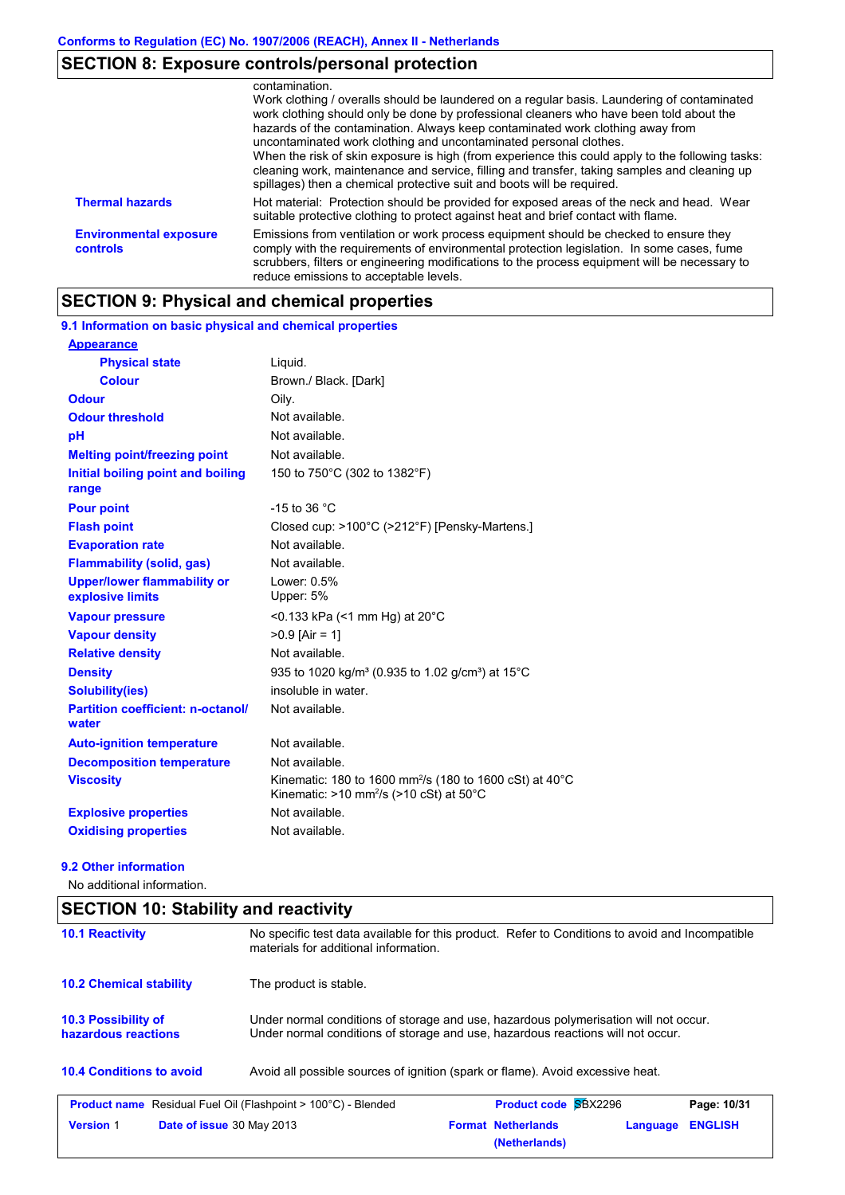## SECTION 8: Exposure controls/personal protection

|  |  |
|---|---|
|  | contamination.<br>Work clothing / overalls should be laundered on a regular basis. Laundering of contaminated work clothing should only be done by professional cleaners who have been told about the hazards of the contamination. Always keep contaminated work clothing away from uncontaminated work clothing and uncontaminated personal clothes.<br>When the risk of skin exposure is high (from experience this could apply to the following tasks: cleaning work, maintenance and service, filling and transfer, taking samples and cleaning up spillages) then a chemical protective suit and boots will be required. |
| **Thermal hazards** | Hot material: Protection should be provided for exposed areas of the neck and head. Wear suitable protective clothing to protect against heat and brief contact with flame. |
| **Environmental exposure controls** | Emissions from ventilation or work process equipment should be checked to ensure they comply with the requirements of environmental protection legislation. In some cases, fume scrubbers, filters or engineering modifications to the process equipment will be necessary to reduce emissions to acceptable levels. |

## SECTION 9: Physical and chemical properties

### 9.1 Information on basic physical and chemical properties

| Property | Value |
|---|---|
| **Appearance** | |
| **Physical state** | Liquid. |
| **Colour** | Brown./ Black. [Dark] |
| **Odour** | Oily. |
| **Odour threshold** | Not available. |
| **pH** | Not available. |
| **Melting point/freezing point** | Not available. |
| **Initial boiling point and boiling range** | 150 to 750°C (302 to 1382°F) |
| **Pour point** | -15 to 36 °C |
| **Flash point** | Closed cup: >100°C (>212°F) [Pensky-Martens.] |
| **Evaporation rate** | Not available. |
| **Flammability (solid, gas)** | Not available. |
| **Upper/lower flammability or explosive limits** | Lower: 0.5%<br>Upper: 5% |
| **Vapour pressure** | <0.133 kPa (<1 mm Hg) at 20°C |
| **Vapour density** | >0.9 [Air = 1] |
| **Relative density** | Not available. |
| **Density** | 935 to 1020 kg/m³ (0.935 to 1.02 g/cm³) at 15°C |
| **Solubility(ies)** | insoluble in water. |
| **Partition coefficient: n-octanol/water** | Not available. |
| **Auto-ignition temperature** | Not available. |
| **Decomposition temperature** | Not available. |
| **Viscosity** | Kinematic: 180 to 1600 mm²/s (180 to 1600 cSt) at 40°C<br>Kinematic: >10 mm²/s (>10 cSt) at 50°C |
| **Explosive properties** | Not available. |
| **Oxidising properties** | Not available. |

### 9.2 Other information

No additional information.

## SECTION 10: Stability and reactivity

| | |
|---|---|
| **10.1 Reactivity** | No specific test data available for this product. Refer to Conditions to avoid and Incompatible materials for additional information. |
| **10.2 Chemical stability** | The product is stable. |
| **10.3 Possibility of hazardous reactions** | Under normal conditions of storage and use, hazardous polymerisation will not occur.<br>Under normal conditions of storage and use, hazardous reactions will not occur. |
| **10.4 Conditions to avoid** | Avoid all possible sources of ignition (spark or flame). Avoid excessive heat. |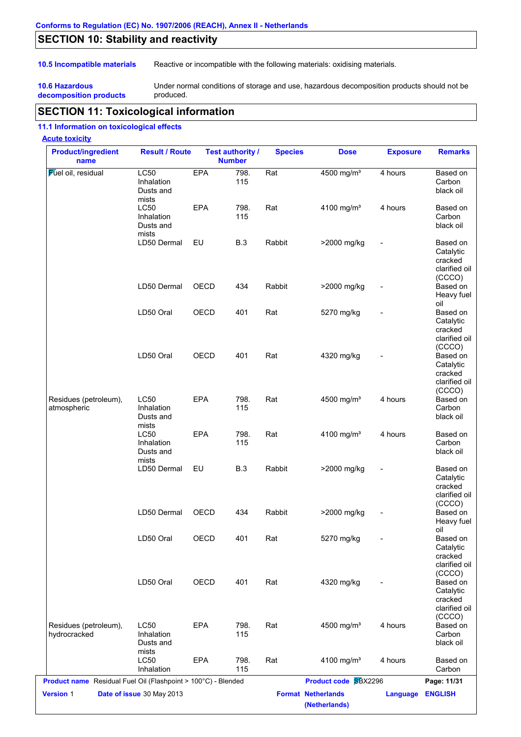## SECTION 10: Stability and reactivity

**10.5 Incompatible materials** Reactive or incompatible with the following materials: oxidising materials.

**10.6 Hazardous decomposition products** Under normal conditions of storage and use, hazardous decomposition products should not be produced.

## SECTION 11: Toxicological information

### 11.1 Information on toxicological effects

**Acute toxicity**

| Product/ingredient name | Result / Route | Test authority / | Number | Species | Dose | Exposure | Remarks |
|---|---|---|---|---|---|---|---|
| Fuel oil, residual | LC50 Inhalation Dusts and mists | EPA | 798.115 | Rat | 4500 mg/m³ | 4 hours | Based on Carbon black oil |
| | LC50 Inhalation Dusts and mists | EPA | 798.115 | Rat | 4100 mg/m³ | 4 hours | Based on Carbon black oil |
| | LD50 Dermal | EU | B.3 | Rabbit | >2000 mg/kg | - | Based on Catalytic cracked clarified oil (CCCO) |
| | LD50 Dermal | OECD | 434 | Rabbit | >2000 mg/kg | - | Based on Heavy fuel oil |
| | LD50 Oral | OECD | 401 | Rat | 5270 mg/kg | - | Based on Catalytic cracked clarified oil (CCCO) |
| | LD50 Oral | OECD | 401 | Rat | 4320 mg/kg | - | Based on Catalytic cracked clarified oil (CCCO) |
| Residues (petroleum), atmospheric | LC50 Inhalation Dusts and mists | EPA | 798.115 | Rat | 4500 mg/m³ | 4 hours | Based on Carbon black oil |
| | LC50 Inhalation Dusts and mists | EPA | 798.115 | Rat | 4100 mg/m³ | 4 hours | Based on Carbon black oil |
| | LD50 Dermal | EU | B.3 | Rabbit | >2000 mg/kg | - | Based on Catalytic cracked clarified oil (CCCO) |
| | LD50 Dermal | OECD | 434 | Rabbit | >2000 mg/kg | - | Based on Heavy fuel oil |
| | LD50 Oral | OECD | 401 | Rat | 5270 mg/kg | - | Based on Catalytic cracked clarified oil (CCCO) |
| | LD50 Oral | OECD | 401 | Rat | 4320 mg/kg | - | Based on Catalytic cracked clarified oil (CCCO) |
| Residues (petroleum), hydrocracked | LC50 Inhalation Dusts and mists | EPA | 798.115 | Rat | 4500 mg/m³ | 4 hours | Based on Carbon black oil |
| | LC50 Inhalation | EPA | 798.115 | Rat | 4100 mg/m³ | 4 hours | Based on Carbon |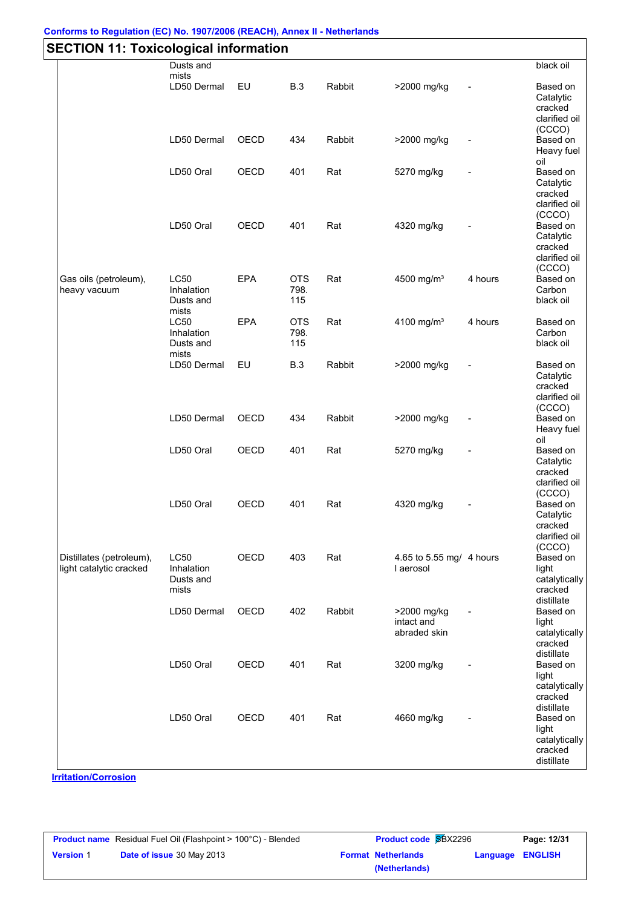## SECTION 11: Toxicological information

| | | | | | | | |
|---|---|---|---|---|---|---|---|
| | Dusts and mists | | | | | | black oil |
| | LD50 Dermal | EU | B.3 | Rabbit | >2000 mg/kg | - | Based on Catalytic cracked clarified oil (CCCO) |
| | LD50 Dermal | OECD | 434 | Rabbit | >2000 mg/kg | - | Based on Heavy fuel oil |
| | LD50 Oral | OECD | 401 | Rat | 5270 mg/kg | - | Based on Catalytic cracked clarified oil (CCCO) |
| | LD50 Oral | OECD | 401 | Rat | 4320 mg/kg | - | Based on Catalytic cracked clarified oil (CCCO) |
| Gas oils (petroleum), heavy vacuum | LC50 Inhalation Dusts and mists | EPA | OTS 798. 115 | Rat | 4500 mg/m³ | 4 hours | Based on Carbon black oil |
| | LC50 Inhalation Dusts and mists | EPA | OTS 798. 115 | Rat | 4100 mg/m³ | 4 hours | Based on Carbon black oil |
| | LD50 Dermal | EU | B.3 | Rabbit | >2000 mg/kg | - | Based on Catalytic cracked clarified oil (CCCO) |
| | LD50 Dermal | OECD | 434 | Rabbit | >2000 mg/kg | - | Based on Heavy fuel oil |
| | LD50 Oral | OECD | 401 | Rat | 5270 mg/kg | - | Based on Catalytic cracked clarified oil (CCCO) |
| | LD50 Oral | OECD | 401 | Rat | 4320 mg/kg | - | Based on Catalytic cracked clarified oil (CCCO) |
| Distillates (petroleum), light catalytic cracked | LC50 Inhalation Dusts and mists | OECD | 403 | Rat | 4.65 to 5.55 mg/l aerosol | 4 hours | Based on light catalytically cracked distillate |
| | LD50 Dermal | OECD | 402 | Rabbit | >2000 mg/kg intact and abraded skin | - | Based on light catalytically cracked distillate |
| | LD50 Oral | OECD | 401 | Rat | 3200 mg/kg | - | Based on light catalytically cracked distillate |
| | LD50 Oral | OECD | 401 | Rat | 4660 mg/kg | - | Based on light catalytically cracked distillate |

**Irritation/Corrosion**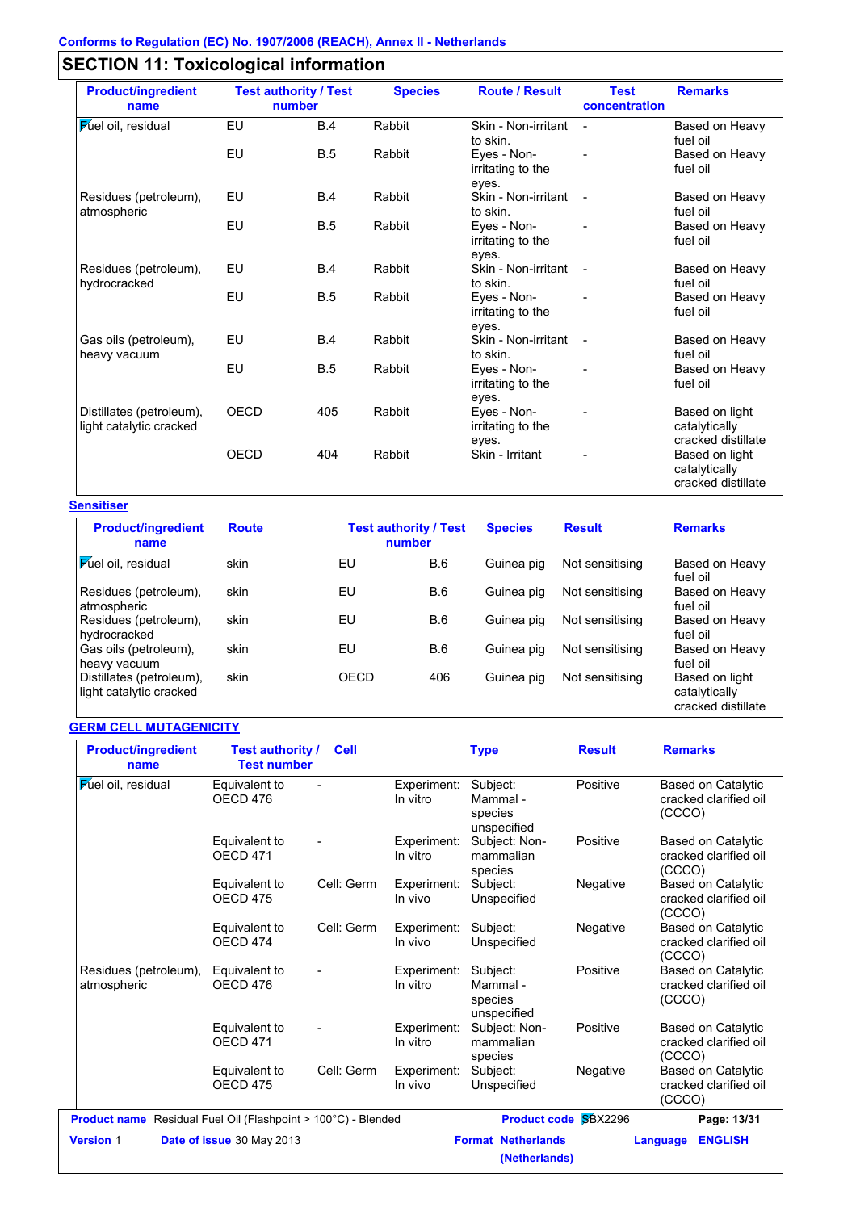Conforms to Regulation (EC) No. 1907/2006 (REACH), Annex II - Netherlands

## SECTION 11: Toxicological information

| Product/ingredient name | Test authority / Test number | | Species | Route / Result | Test concentration | Remarks |
|---|---|---|---|---|---|---|
| Fuel oil, residual | EU | B.4 | Rabbit | Skin - Non-irritant to skin. | - | Based on Heavy fuel oil |
| | EU | B.5 | Rabbit | Eyes - Non-irritating to the eyes. | - | Based on Heavy fuel oil |
| Residues (petroleum), atmospheric | EU | B.4 | Rabbit | Skin - Non-irritant to skin. | - | Based on Heavy fuel oil |
| | EU | B.5 | Rabbit | Eyes - Non-irritating to the eyes. | - | Based on Heavy fuel oil |
| Residues (petroleum), hydrocracked | EU | B.4 | Rabbit | Skin - Non-irritant to skin. | - | Based on Heavy fuel oil |
| | EU | B.5 | Rabbit | Eyes - Non-irritating to the eyes. | - | Based on Heavy fuel oil |
| Gas oils (petroleum), heavy vacuum | EU | B.4 | Rabbit | Skin - Non-irritant to skin. | - | Based on Heavy fuel oil |
| | EU | B.5 | Rabbit | Eyes - Non-irritating to the eyes. | - | Based on Heavy fuel oil |
| Distillates (petroleum), light catalytic cracked | OECD | 405 | Rabbit | Eyes - Non-irritating to the eyes. | - | Based on light catalytically cracked distillate |
| | OECD | 404 | Rabbit | Skin - Irritant | - | Based on light catalytically cracked distillate |

### Sensitiser

| Product/ingredient name | Route | Test authority / Test number | | Species | Result | Remarks |
|---|---|---|---|---|---|---|
| Fuel oil, residual | skin | EU | B.6 | Guinea pig | Not sensitising | Based on Heavy fuel oil |
| Residues (petroleum), atmospheric | skin | EU | B.6 | Guinea pig | Not sensitising | Based on Heavy fuel oil |
| Residues (petroleum), hydrocracked | skin | EU | B.6 | Guinea pig | Not sensitising | Based on Heavy fuel oil |
| Gas oils (petroleum), heavy vacuum | skin | EU | B.6 | Guinea pig | Not sensitising | Based on Heavy fuel oil |
| Distillates (petroleum), light catalytic cracked | skin | OECD | 406 | Guinea pig | Not sensitising | Based on light catalytically cracked distillate |

### GERM CELL MUTAGENICITY

| Product/ingredient name | Test authority / Test number | Cell | Type | | Result | Remarks |
|---|---|---|---|---|---|---|
| Fuel oil, residual | Equivalent to OECD 476 | - | Experiment: In vitro | Subject: Mammal - species unspecified | Positive | Based on Catalytic cracked clarified oil (CCCO) |
| | Equivalent to OECD 471 | - | Experiment: In vitro | Subject: Non-mammalian species | Positive | Based on Catalytic cracked clarified oil (CCCO) |
| | Equivalent to OECD 475 | Cell: Germ | Experiment: In vivo | Subject: Unspecified | Negative | Based on Catalytic cracked clarified oil (CCCO) |
| | Equivalent to OECD 474 | Cell: Germ | Experiment: In vivo | Subject: Unspecified | Negative | Based on Catalytic cracked clarified oil (CCCO) |
| Residues (petroleum), atmospheric | Equivalent to OECD 476 | - | Experiment: In vitro | Subject: Mammal - species unspecified | Positive | Based on Catalytic cracked clarified oil (CCCO) |
| | Equivalent to OECD 471 | - | Experiment: In vitro | Subject: Non-mammalian species | Positive | Based on Catalytic cracked clarified oil (CCCO) |
| | Equivalent to OECD 475 | Cell: Germ | Experiment: In vivo | Subject: Unspecified | Negative | Based on Catalytic cracked clarified oil (CCCO) |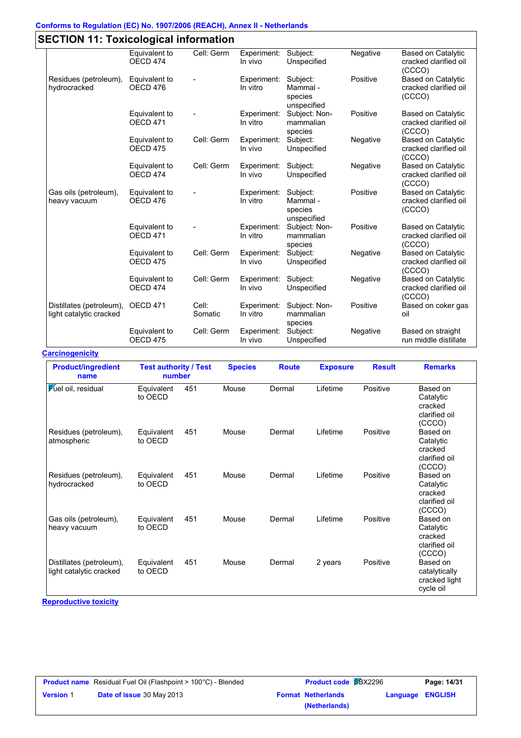Conforms to Regulation (EC) No. 1907/2006 (REACH), Annex II - Netherlands

## SECTION 11: Toxicological information

| | | | | | | |
|---|---|---|---|---|---|---|
| | Equivalent to OECD 474 | Cell: Germ | Experiment: In vivo | Subject: Unspecified | Negative | Based on Catalytic cracked clarified oil (CCCO) |
| Residues (petroleum), hydrocracked | Equivalent to OECD 476 | - | Experiment: In vitro | Subject: Mammal - species unspecified | Positive | Based on Catalytic cracked clarified oil (CCCO) |
| | Equivalent to OECD 471 | - | Experiment: In vitro | Subject: Non-mammalian species | Positive | Based on Catalytic cracked clarified oil (CCCO) |
| | Equivalent to OECD 475 | Cell: Germ | Experiment: In vivo | Subject: Unspecified | Negative | Based on Catalytic cracked clarified oil (CCCO) |
| | Equivalent to OECD 474 | Cell: Germ | Experiment: In vivo | Subject: Unspecified | Negative | Based on Catalytic cracked clarified oil (CCCO) |
| Gas oils (petroleum), heavy vacuum | Equivalent to OECD 476 | - | Experiment: In vitro | Subject: Mammal - species unspecified | Positive | Based on Catalytic cracked clarified oil (CCCO) |
| | Equivalent to OECD 471 | - | Experiment: In vitro | Subject: Non-mammalian species | Positive | Based on Catalytic cracked clarified oil (CCCO) |
| | Equivalent to OECD 475 | Cell: Germ | Experiment: In vivo | Subject: Unspecified | Negative | Based on Catalytic cracked clarified oil (CCCO) |
| | Equivalent to OECD 474 | Cell: Germ | Experiment: In vivo | Subject: Unspecified | Negative | Based on Catalytic cracked clarified oil (CCCO) |
| Distillates (petroleum), light catalytic cracked | OECD 471 | Cell: Somatic | Experiment: In vitro | Subject: Non-mammalian species | Positive | Based on coker gas oil |
| | Equivalent to OECD 475 | Cell: Germ | Experiment: In vivo | Subject: Unspecified | Negative | Based on straight run middle distillate |

**Carcinogenicity**

| Product/ingredient name | Test authority / Test number | | Species | Route | Exposure | Result | Remarks |
|---|---|---|---|---|---|---|---|
| Fuel oil, residual | Equivalent to OECD | 451 | Mouse | Dermal | Lifetime | Positive | Based on Catalytic cracked clarified oil (CCCO) |
| Residues (petroleum), atmospheric | Equivalent to OECD | 451 | Mouse | Dermal | Lifetime | Positive | Based on Catalytic cracked clarified oil (CCCO) |
| Residues (petroleum), hydrocracked | Equivalent to OECD | 451 | Mouse | Dermal | Lifetime | Positive | Based on Catalytic cracked clarified oil (CCCO) |
| Gas oils (petroleum), heavy vacuum | Equivalent to OECD | 451 | Mouse | Dermal | Lifetime | Positive | Based on Catalytic cracked clarified oil (CCCO) |
| Distillates (petroleum), light catalytic cracked | Equivalent to OECD | 451 | Mouse | Dermal | 2 years | Positive | Based on catalytically cracked light cycle oil |

**Reproductive toxicity**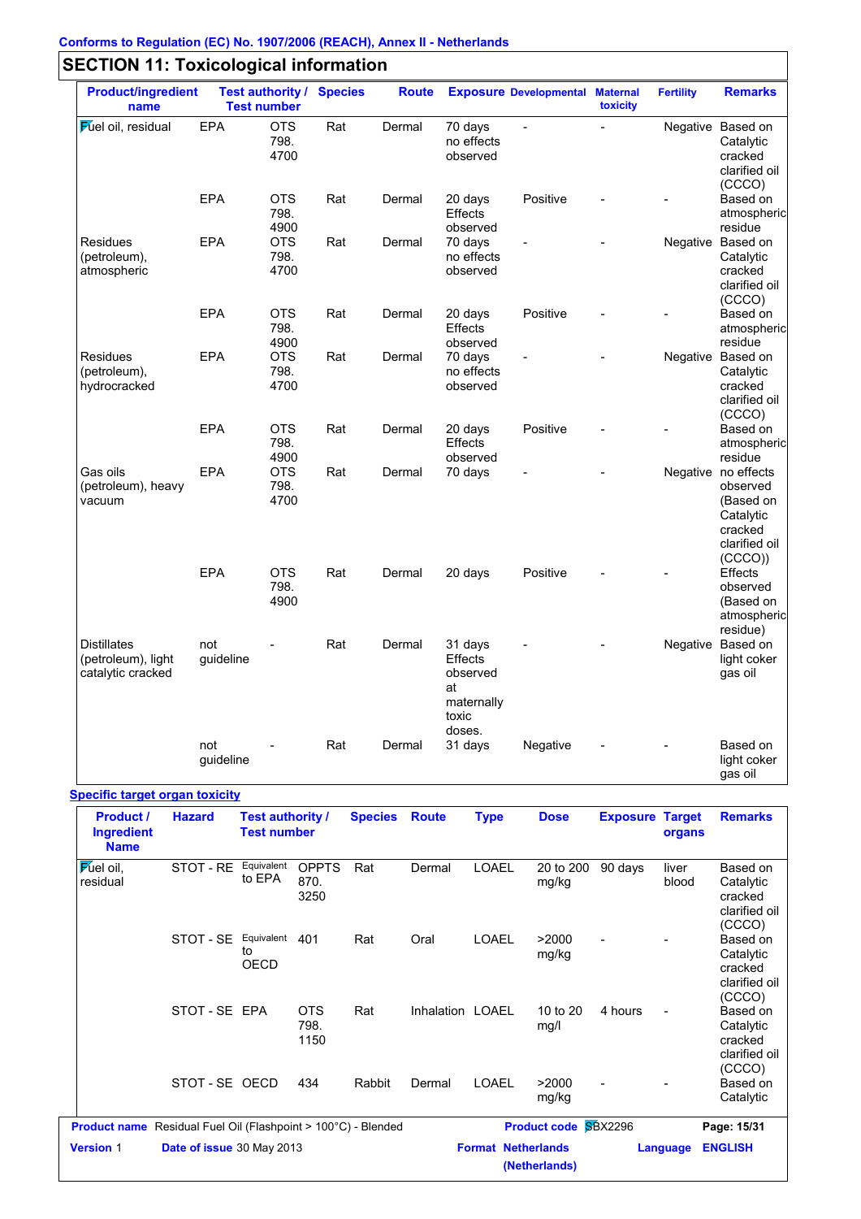Conforms to Regulation (EC) No. 1907/2006 (REACH), Annex II - Netherlands

## SECTION 11: Toxicological information

| Product/ingredient name | Test authority / Test number | | Species | Route | Exposure | Developmental | Maternal toxicity | Fertility | Remarks |
|---|---|---|---|---|---|---|---|---|---|
| Fuel oil, residual | EPA | OTS 798. 4700 | Rat | Dermal | 70 days no effects observed | - | - | Negative | Based on Catalytic cracked clarified oil (CCCO) |
| | EPA | OTS 798. 4900 | Rat | Dermal | 20 days Effects observed | Positive | - | - | Based on atmospheric residue |
| Residues (petroleum), atmospheric | EPA | OTS 798. 4700 | Rat | Dermal | 70 days no effects observed | - | - | Negative | Based on Catalytic cracked clarified oil (CCCO) |
| | EPA | OTS 798. 4900 | Rat | Dermal | 20 days Effects observed | Positive | - | - | Based on atmospheric residue |
| Residues (petroleum), hydrocracked | EPA | OTS 798. 4700 | Rat | Dermal | 70 days no effects observed | - | - | Negative | Based on Catalytic cracked clarified oil (CCCO) |
| | EPA | OTS 798. 4900 | Rat | Dermal | 20 days Effects observed | Positive | - | - | Based on atmospheric residue |
| Gas oils (petroleum), heavy vacuum | EPA | OTS 798. 4700 | Rat | Dermal | 70 days | - | - | Negative | no effects observed (Based on Catalytic cracked clarified oil (CCCO)) |
| | EPA | OTS 798. 4900 | Rat | Dermal | 20 days | Positive | - | - | Effects observed (Based on atmospheric residue) |
| Distillates (petroleum), light catalytic cracked | not guideline | - | Rat | Dermal | 31 days Effects observed at maternally toxic doses. | - | - | Negative | Based on light coker gas oil |
| | not guideline | - | Rat | Dermal | 31 days | Negative | - | - | Based on light coker gas oil |

**Specific target organ toxicity**

| Product / Ingredient Name | Hazard | Test authority / Test number | | Species | Route | Type | Dose | Exposure | Target organs | Remarks |
|---|---|---|---|---|---|---|---|---|---|---|
| Fuel oil, residual | STOT - RE | Equivalent to EPA | OPPTS 870. 3250 | Rat | Dermal | LOAEL | 20 to 200 mg/kg | 90 days | liver blood | Based on Catalytic cracked clarified oil (CCCO) |
| | STOT - SE | Equivalent to OECD | 401 | Rat | Oral | LOAEL | >2000 mg/kg | - | - | Based on Catalytic cracked clarified oil (CCCO) |
| | STOT - SE | EPA | OTS 798. 1150 | Rat | Inhalation | LOAEL | 10 to 20 mg/l | 4 hours | - | Based on Catalytic cracked clarified oil (CCCO) |
| | STOT - SE | OECD | 434 | Rabbit | Dermal | LOAEL | >2000 mg/kg | - | - | Based on Catalytic |

Product name Residual Fuel Oil (Flashpoint > 100°C) - Blended | Product code SBX2296 | Version 1 | Date of issue 30 May 2013 | Format Netherlands (Netherlands) | Language ENGLISH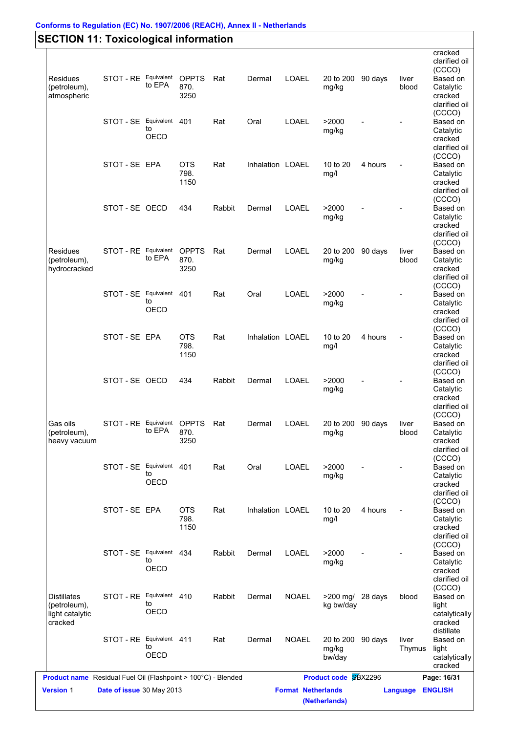## SECTION 11: Toxicological information

| | | | | | | | | | | |
|---|---|---|---|---|---|---|---|---|---|---|
| | | | | | | | | | | cracked clarified oil (CCCO) |
| Residues (petroleum), atmospheric | STOT - RE | Equivalent to EPA | OPPTS 870. 3250 | Rat | Dermal | LOAEL | 20 to 200 mg/kg | 90 days | liver blood | Based on Catalytic cracked clarified oil (CCCO) |
| | STOT - SE | Equivalent to OECD | 401 | Rat | Oral | LOAEL | >2000 mg/kg | - | - | Based on Catalytic cracked clarified oil (CCCO) |
| | STOT - SE | EPA | OTS 798. 1150 | Rat | Inhalation | LOAEL | 10 to 20 mg/l | 4 hours | - | Based on Catalytic cracked clarified oil (CCCO) |
| | STOT - SE | OECD | 434 | Rabbit | Dermal | LOAEL | >2000 mg/kg | - | - | Based on Catalytic cracked clarified oil (CCCO) |
| Residues (petroleum), hydrocracked | STOT - RE | Equivalent to EPA | OPPTS 870. 3250 | Rat | Dermal | LOAEL | 20 to 200 mg/kg | 90 days | liver blood | Based on Catalytic cracked clarified oil (CCCO) |
| | STOT - SE | Equivalent to OECD | 401 | Rat | Oral | LOAEL | >2000 mg/kg | - | - | Based on Catalytic cracked clarified oil (CCCO) |
| | STOT - SE | EPA | OTS 798. 1150 | Rat | Inhalation | LOAEL | 10 to 20 mg/l | 4 hours | - | Based on Catalytic cracked clarified oil (CCCO) |
| | STOT - SE | OECD | 434 | Rabbit | Dermal | LOAEL | >2000 mg/kg | - | - | Based on Catalytic cracked clarified oil (CCCO) |
| Gas oils (petroleum), heavy vacuum | STOT - RE | Equivalent to EPA | OPPTS 870. 3250 | Rat | Dermal | LOAEL | 20 to 200 mg/kg | 90 days | liver blood | Based on Catalytic cracked clarified oil (CCCO) |
| | STOT - SE | Equivalent to OECD | 401 | Rat | Oral | LOAEL | >2000 mg/kg | - | - | Based on Catalytic cracked clarified oil (CCCO) |
| | STOT - SE | EPA | OTS 798. 1150 | Rat | Inhalation | LOAEL | 10 to 20 mg/l | 4 hours | - | Based on Catalytic cracked clarified oil (CCCO) |
| | STOT - SE | Equivalent to OECD | 434 | Rabbit | Dermal | LOAEL | >2000 mg/kg | - | - | Based on Catalytic cracked clarified oil (CCCO) |
| Distillates (petroleum), light catalytic cracked | STOT - RE | Equivalent to OECD | 410 | Rabbit | Dermal | NOAEL | >200 mg/ kg bw/day | 28 days | blood | Based on light catalytically cracked distillate |
| | STOT - RE | Equivalent to OECD | 411 | Rat | Dermal | NOAEL | 20 to 200 mg/kg bw/day | 90 days | liver Thymus | Based on light catalytically cracked |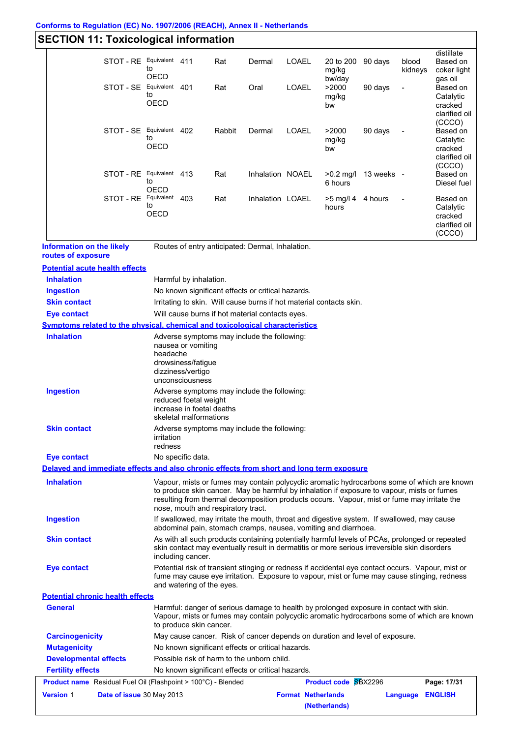## SECTION 11: Toxicological information

| | | | | | | | | | |
|---|---|---|---|---|---|---|---|---|---|
| | | | | | | | | | distillate |
| STOT - RE | Equivalent to OECD | 411 | Rat | Dermal | LOAEL | 20 to 200 mg/kg bw/day | 90 days | blood kidneys | Based on coker light gas oil |
| STOT - SE | Equivalent to OECD | 401 | Rat | Oral | LOAEL | >2000 mg/kg bw | 90 days | - | Based on Catalytic cracked clarified oil (CCCO) |
| STOT - SE | Equivalent to OECD | 402 | Rabbit | Dermal | LOAEL | >2000 mg/kg bw | 90 days | - | Based on Catalytic cracked clarified oil (CCCO) |
| STOT - RE | Equivalent to OECD | 413 | Rat | Inhalation | NOAEL | >0.2 mg/l 6 hours | 13 weeks | - | Based on Diesel fuel |
| STOT - RE | Equivalent to OECD | 403 | Rat | Inhalation | LOAEL | >5 mg/l 4 hours | 4 hours | - | Based on Catalytic cracked clarified oil (CCCO) |

**Information on the likely routes of exposure**: Routes of entry anticipated: Dermal, Inhalation.

**Potential acute health effects**

**Inhalation**: Harmful by inhalation.

**Ingestion**: No known significant effects or critical hazards.

**Skin contact**: Irritating to skin. Will cause burns if hot material contacts skin.

**Eye contact**: Will cause burns if hot material contacts eyes.

**Symptoms related to the physical, chemical and toxicological characteristics**

**Inhalation**: Adverse symptoms may include the following:
nausea or vomiting
headache
drowsiness/fatigue
dizziness/vertigo
unconsciousness

**Ingestion**: Adverse symptoms may include the following:
reduced foetal weight
increase in foetal deaths
skeletal malformations

**Skin contact**: Adverse symptoms may include the following:
irritation
redness

**Eye contact**: No specific data.

**Delayed and immediate effects and also chronic effects from short and long term exposure**

**Inhalation**: Vapour, mists or fumes may contain polycyclic aromatic hydrocarbons some of which are known to produce skin cancer. May be harmful by inhalation if exposure to vapour, mists or fumes resulting from thermal decomposition products occurs. Vapour, mist or fume may irritate the nose, mouth and respiratory tract.

**Ingestion**: If swallowed, may irritate the mouth, throat and digestive system. If swallowed, may cause abdominal pain, stomach cramps, nausea, vomiting and diarrhoea.

**Skin contact**: As with all such products containing potentially harmful levels of PCAs, prolonged or repeated skin contact may eventually result in dermatitis or more serious irreversible skin disorders including cancer.

**Eye contact**: Potential risk of transient stinging or redness if accidental eye contact occurs. Vapour, mist or fume may cause eye irritation. Exposure to vapour, mist or fume may cause stinging, redness and watering of the eyes.

**Potential chronic health effects**

**General**: Harmful: danger of serious damage to health by prolonged exposure in contact with skin. Vapour, mists or fumes may contain polycyclic aromatic hydrocarbons some of which are known to produce skin cancer.

**Carcinogenicity**: May cause cancer. Risk of cancer depends on duration and level of exposure.

**Mutagenicity**: No known significant effects or critical hazards.

**Developmental effects**: Possible risk of harm to the unborn child.

**Fertility effects**: No known significant effects or critical hazards.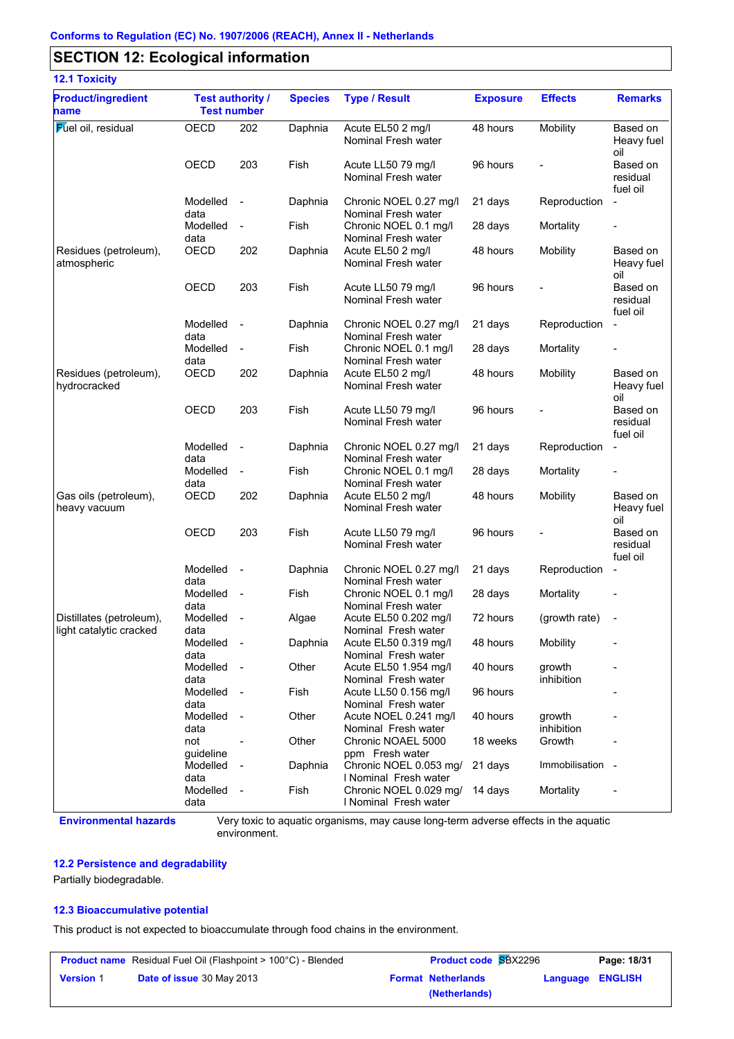Conforms to Regulation (EC) No. 1907/2006 (REACH), Annex II - Netherlands

## SECTION 12: Ecological information

### 12.1 Toxicity

| Product/ingredient name | Test authority / Test number | | Species | Type / Result | Exposure | Effects | Remarks |
|---|---|---|---|---|---|---|---|
| Fuel oil, residual | OECD | 202 | Daphnia | Acute EL50 2 mg/l Nominal Fresh water | 48 hours | Mobility | Based on Heavy fuel oil |
| | OECD | 203 | Fish | Acute LL50 79 mg/l Nominal Fresh water | 96 hours | - | Based on residual fuel oil |
| | Modelled data | - | Daphnia | Chronic NOEL 0.27 mg/l Nominal Fresh water | 21 days | Reproduction | - |
| | Modelled data | - | Fish | Chronic NOEL 0.1 mg/l Nominal Fresh water | 28 days | Mortality | - |
| Residues (petroleum), atmospheric | OECD | 202 | Daphnia | Acute EL50 2 mg/l Nominal Fresh water | 48 hours | Mobility | Based on Heavy fuel oil |
| | OECD | 203 | Fish | Acute LL50 79 mg/l Nominal Fresh water | 96 hours | - | Based on residual fuel oil |
| | Modelled data | - | Daphnia | Chronic NOEL 0.27 mg/l Nominal Fresh water | 21 days | Reproduction | - |
| | Modelled data | - | Fish | Chronic NOEL 0.1 mg/l Nominal Fresh water | 28 days | Mortality | - |
| Residues (petroleum), hydrocracked | OECD | 202 | Daphnia | Acute EL50 2 mg/l Nominal Fresh water | 48 hours | Mobility | Based on Heavy fuel oil |
| | OECD | 203 | Fish | Acute LL50 79 mg/l Nominal Fresh water | 96 hours | - | Based on residual fuel oil |
| | Modelled data | - | Daphnia | Chronic NOEL 0.27 mg/l Nominal Fresh water | 21 days | Reproduction | - |
| | Modelled data | - | Fish | Chronic NOEL 0.1 mg/l Nominal Fresh water | 28 days | Mortality | - |
| Gas oils (petroleum), heavy vacuum | OECD | 202 | Daphnia | Acute EL50 2 mg/l Nominal Fresh water | 48 hours | Mobility | Based on Heavy fuel oil |
| | OECD | 203 | Fish | Acute LL50 79 mg/l Nominal Fresh water | 96 hours | - | Based on residual fuel oil |
| | Modelled data | - | Daphnia | Chronic NOEL 0.27 mg/l Nominal Fresh water | 21 days | Reproduction | - |
| | Modelled data | - | Fish | Chronic NOEL 0.1 mg/l Nominal Fresh water | 28 days | Mortality | - |
| Distillates (petroleum), light catalytic cracked | Modelled data | - | Algae | Acute EL50 0.202 mg/l Nominal Fresh water | 72 hours | (growth rate) | - |
| | Modelled data | - | Daphnia | Acute EL50 0.319 mg/l Nominal Fresh water | 48 hours | Mobility | - |
| | Modelled data | - | Other | Acute EL50 1.954 mg/l Nominal Fresh water | 40 hours | growth inhibition | - |
| | Modelled data | - | Fish | Acute LL50 0.156 mg/l Nominal Fresh water | 96 hours | | - |
| | Modelled data | - | Other | Acute NOEL 0.241 mg/l Nominal Fresh water | 40 hours | growth inhibition | - |
| | not guideline | - | Other | Chronic NOAEL 5000 ppm Fresh water | 18 weeks | Growth | - |
| | Modelled data | - | Daphnia | Chronic NOEL 0.053 mg/l Nominal Fresh water | 21 days | Immobilisation | - |
| | Modelled data | - | Fish | Chronic NOEL 0.029 mg/l Nominal Fresh water | 14 days | Mortality | - |

**Environmental hazards** Very toxic to aquatic organisms, may cause long-term adverse effects in the aquatic environment.

### 12.2 Persistence and degradability

Partially biodegradable.

### 12.3 Bioaccumulative potential

This product is not expected to bioaccumulate through food chains in the environment.

| **Product name** Residual Fuel Oil (Flashpoint > 100°C) - Blended | | **Product code** SBX2296 | |
|---|---|---|---|
| **Version** 1 | **Date of issue** 30 May 2013 | **Format** Netherlands (Netherlands) | **Language** ENGLISH |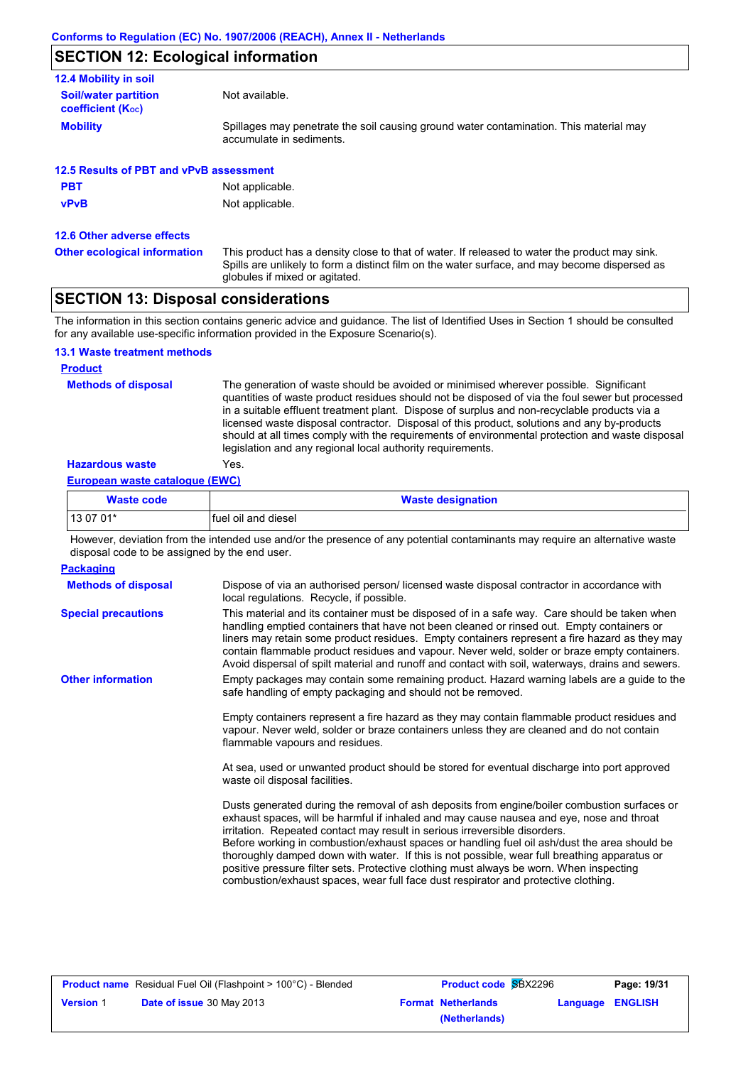## SECTION 12: Ecological information

### 12.4 Mobility in soil

**Soil/water partition coefficient ($K_{OC}$)** Not available.

**Mobility** Spillages may penetrate the soil causing ground water contamination. This material may accumulate in sediments.

### 12.5 Results of PBT and vPvB assessment

**PBT** Not applicable.

**vPvB** Not applicable.

### 12.6 Other adverse effects

**Other ecological information** This product has a density close to that of water. If released to water the product may sink. Spills are unlikely to form a distinct film on the water surface, and may become dispersed as globules if mixed or agitated.

## SECTION 13: Disposal considerations

The information in this section contains generic advice and guidance. The list of Identified Uses in Section 1 should be consulted for any available use-specific information provided in the Exposure Scenario(s).

### 13.1 Waste treatment methods

**Product**

**Methods of disposal** The generation of waste should be avoided or minimised wherever possible. Significant quantities of waste product residues should not be disposed of via the foul sewer but processed in a suitable effluent treatment plant. Dispose of surplus and non-recyclable products via a licensed waste disposal contractor. Disposal of this product, solutions and any by-products should at all times comply with the requirements of environmental protection and waste disposal legislation and any regional local authority requirements.

**Hazardous waste** Yes.

**European waste catalogue (EWC)**

| Waste code | Waste designation |
|---|---|
| 13 07 01* | fuel oil and diesel |

However, deviation from the intended use and/or the presence of any potential contaminants may require an alternative waste disposal code to be assigned by the end user.

**Packaging**

**Methods of disposal** Dispose of via an authorised person/ licensed waste disposal contractor in accordance with local regulations. Recycle, if possible.

**Special precautions** This material and its container must be disposed of in a safe way. Care should be taken when handling emptied containers that have not been cleaned or rinsed out. Empty containers or liners may retain some product residues. Empty containers represent a fire hazard as they may contain flammable product residues and vapour. Never weld, solder or braze empty containers. Avoid dispersal of spilt material and runoff and contact with soil, waterways, drains and sewers.

**Other information** Empty packages may contain some remaining product. Hazard warning labels are a guide to the safe handling of empty packaging and should not be removed.

Empty containers represent a fire hazard as they may contain flammable product residues and vapour. Never weld, solder or braze containers unless they are cleaned and do not contain flammable vapours and residues.

At sea, used or unwanted product should be stored for eventual discharge into port approved waste oil disposal facilities.

Dusts generated during the removal of ash deposits from engine/boiler combustion surfaces or exhaust spaces, will be harmful if inhaled and may cause nausea and eye, nose and throat irritation. Repeated contact may result in serious irreversible disorders.
Before working in combustion/exhaust spaces or handling fuel oil ash/dust the area should be thoroughly damped down with water. If this is not possible, wear full breathing apparatus or positive pressure filter sets. Protective clothing must always be worn. When inspecting combustion/exhaust spaces, wear full face dust respirator and protective clothing.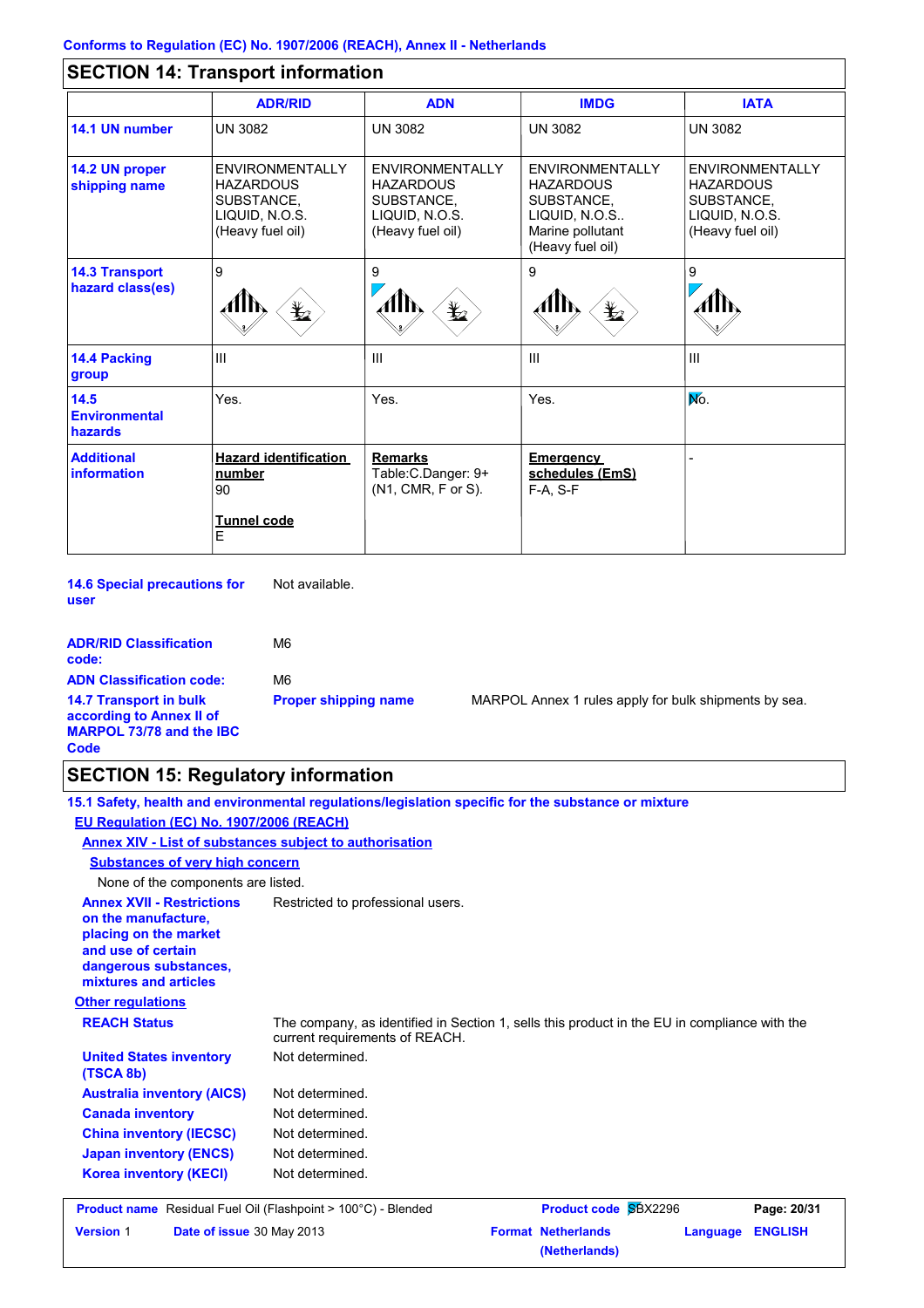Conforms to Regulation (EC) No. 1907/2006 (REACH), Annex II - Netherlands

## SECTION 14: Transport information

| | ADR/RID | ADN | IMDG | IATA |
|---|---|---|---|---|
| **14.1 UN number** | UN 3082 | UN 3082 | UN 3082 | UN 3082 |
| **14.2 UN proper shipping name** | ENVIRONMENTALLY HAZARDOUS SUBSTANCE, LIQUID, N.O.S. (Heavy fuel oil) | ENVIRONMENTALLY HAZARDOUS SUBSTANCE, LIQUID, N.O.S. (Heavy fuel oil) | ENVIRONMENTALLY HAZARDOUS SUBSTANCE, LIQUID, N.O.S.. Marine pollutant (Heavy fuel oil) | ENVIRONMENTALLY HAZARDOUS SUBSTANCE, LIQUID, N.O.S. (Heavy fuel oil) |
| **14.3 Transport hazard class(es)** | 9 | 9 | 9 | 9 |
| **14.4 Packing group** | III | III | III | III |
| **14.5 Environmental hazards** | Yes. | Yes. | Yes. | No. |
| **Additional information** | **Hazard identification number** 90 **Tunnel code** E | **Remarks** Table:C.Danger: 9+ (N1, CMR, F or S). | **Emergency schedules (EmS)** F-A, S-F | - |

**14.6 Special precautions for user** Not available.

**ADR/RID Classification code:** M6

**ADN Classification code:** M6

**14.7 Transport in bulk according to Annex II of MARPOL 73/78 and the IBC Code** **Proper shipping name** MARPOL Annex 1 rules apply for bulk shipments by sea.

## SECTION 15: Regulatory information

**15.1 Safety, health and environmental regulations/legislation specific for the substance or mixture**

**EU Regulation (EC) No. 1907/2006 (REACH)**

**Annex XIV - List of substances subject to authorisation**

**Substances of very high concern**

None of the components are listed.

**Annex XVII - Restrictions on the manufacture, placing on the market and use of certain dangerous substances, mixtures and articles** Restricted to professional users.

**Other regulations**

**REACH Status** The company, as identified in Section 1, sells this product in the EU in compliance with the current requirements of REACH.

**United States inventory (TSCA 8b)** Not determined.

**Australia inventory (AICS)** Not determined.

**Canada inventory** Not determined.

**China inventory (IECSC)** Not determined.

**Japan inventory (ENCS)** Not determined.

**Korea inventory (KECI)** Not determined.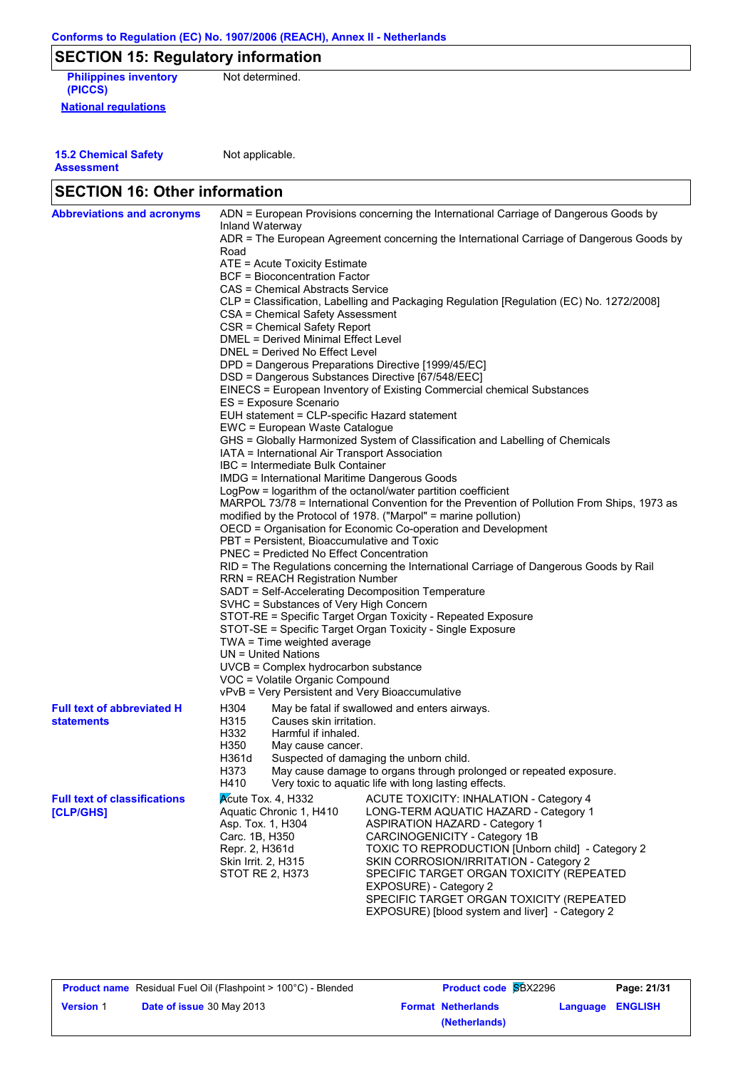## SECTION 15: Regulatory information

**Philippines inventory (PICCS)** Not determined.

**National regulations**

**15.2 Chemical Safety Assessment** Not applicable.

## SECTION 16: Other information

**Abbreviations and acronyms**

ADN = European Provisions concerning the International Carriage of Dangerous Goods by Inland Waterway
ADR = The European Agreement concerning the International Carriage of Dangerous Goods by Road
ATE = Acute Toxicity Estimate
BCF = Bioconcentration Factor
CAS = Chemical Abstracts Service
CLP = Classification, Labelling and Packaging Regulation [Regulation (EC) No. 1272/2008]
CSA = Chemical Safety Assessment
CSR = Chemical Safety Report
DMEL = Derived Minimal Effect Level
DNEL = Derived No Effect Level
DPD = Dangerous Preparations Directive [1999/45/EC]
DSD = Dangerous Substances Directive [67/548/EEC]
EINECS = European Inventory of Existing Commercial chemical Substances
ES = Exposure Scenario
EUH statement = CLP-specific Hazard statement
EWC = European Waste Catalogue
GHS = Globally Harmonized System of Classification and Labelling of Chemicals
IATA = International Air Transport Association
IBC = Intermediate Bulk Container
IMDG = International Maritime Dangerous Goods
LogPow = logarithm of the octanol/water partition coefficient
MARPOL 73/78 = International Convention for the Prevention of Pollution From Ships, 1973 as modified by the Protocol of 1978. ("Marpol" = marine pollution)
OECD = Organisation for Economic Co-operation and Development
PBT = Persistent, Bioaccumulative and Toxic
PNEC = Predicted No Effect Concentration
RID = The Regulations concerning the International Carriage of Dangerous Goods by Rail
RRN = REACH Registration Number
SADT = Self-Accelerating Decomposition Temperature
SVHC = Substances of Very High Concern
STOT-RE = Specific Target Organ Toxicity - Repeated Exposure
STOT-SE = Specific Target Organ Toxicity - Single Exposure
TWA = Time weighted average
UN = United Nations
UVCB = Complex hydrocarbon substance
VOC = Volatile Organic Compound
vPvB = Very Persistent and Very Bioaccumulative

**Full text of abbreviated H statements**

| | |
|---|---|
| H304 | May be fatal if swallowed and enters airways. |
| H315 | Causes skin irritation. |
| H332 | Harmful if inhaled. |
| H350 | May cause cancer. |
| H361d | Suspected of damaging the unborn child. |
| H373 | May cause damage to organs through prolonged or repeated exposure. |
| H410 | Very toxic to aquatic life with long lasting effects. |

**Full text of classifications [CLP/GHS]**

| | |
|---|---|
| Acute Tox. 4, H332 | ACUTE TOXICITY: INHALATION - Category 4 |
| Aquatic Chronic 1, H410 | LONG-TERM AQUATIC HAZARD - Category 1 |
| Asp. Tox. 1, H304 | ASPIRATION HAZARD - Category 1 |
| Carc. 1B, H350 | CARCINOGENICITY - Category 1B |
| Repr. 2, H361d | TOXIC TO REPRODUCTION [Unborn child] - Category 2 |
| Skin Irrit. 2, H315 | SKIN CORROSION/IRRITATION - Category 2 |
| STOT RE 2, H373 | SPECIFIC TARGET ORGAN TOXICITY (REPEATED EXPOSURE) - Category 2 |
| | SPECIFIC TARGET ORGAN TOXICITY (REPEATED EXPOSURE) [blood system and liver] - Category 2 |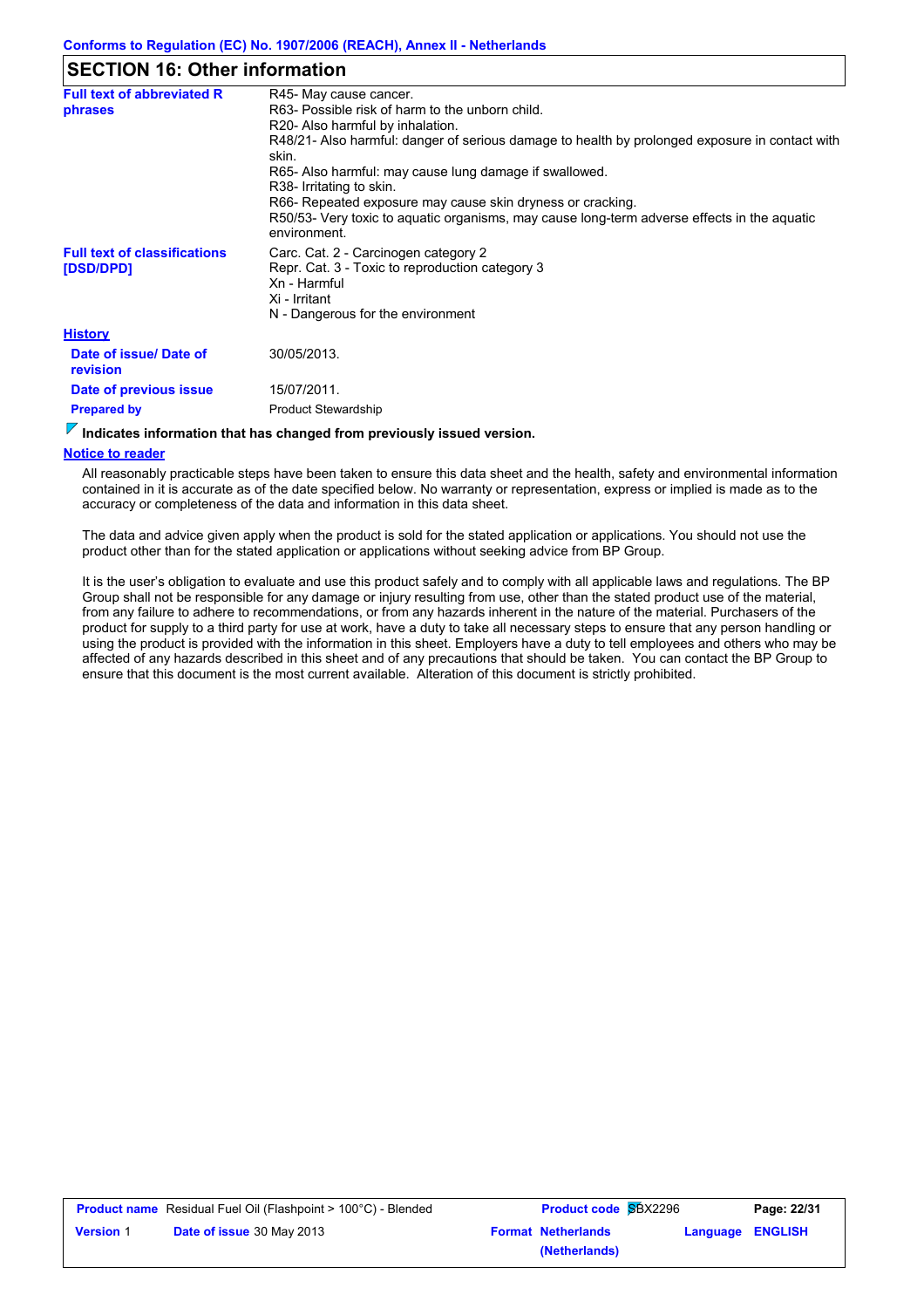## SECTION 16: Other information

| | |
|---|---|
| **Full text of abbreviated R phrases** | R45- May cause cancer.<br>R63- Possible risk of harm to the unborn child.<br>R20- Also harmful by inhalation.<br>R48/21- Also harmful: danger of serious damage to health by prolonged exposure in contact with skin.<br>R65- Also harmful: may cause lung damage if swallowed.<br>R38- Irritating to skin.<br>R66- Repeated exposure may cause skin dryness or cracking.<br>R50/53- Very toxic to aquatic organisms, may cause long-term adverse effects in the aquatic environment. |
| **Full text of classifications [DSD/DPD]** | Carc. Cat. 2 - Carcinogen category 2<br>Repr. Cat. 3 - Toxic to reproduction category 3<br>Xn - Harmful<br>Xi - Irritant<br>N - Dangerous for the environment |

**History**

| | |
|---|---|
| **Date of issue/ Date of revision** | 30/05/2013. |
| **Date of previous issue** | 15/07/2011. |
| **Prepared by** | Product Stewardship |

**Indicates information that has changed from previously issued version.**

**Notice to reader**

All reasonably practicable steps have been taken to ensure this data sheet and the health, safety and environmental information contained in it is accurate as of the date specified below. No warranty or representation, express or implied is made as to the accuracy or completeness of the data and information in this data sheet.

The data and advice given apply when the product is sold for the stated application or applications. You should not use the product other than for the stated application or applications without seeking advice from BP Group.

It is the user's obligation to evaluate and use this product safely and to comply with all applicable laws and regulations. The BP Group shall not be responsible for any damage or injury resulting from use, other than the stated product use of the material, from any failure to adhere to recommendations, or from any hazards inherent in the nature of the material. Purchasers of the product for supply to a third party for use at work, have a duty to take all necessary steps to ensure that any person handling or using the product is provided with the information in this sheet. Employers have a duty to tell employees and others who may be affected of any hazards described in this sheet and of any precautions that should be taken. You can contact the BP Group to ensure that this document is the most current available. Alteration of this document is strictly prohibited.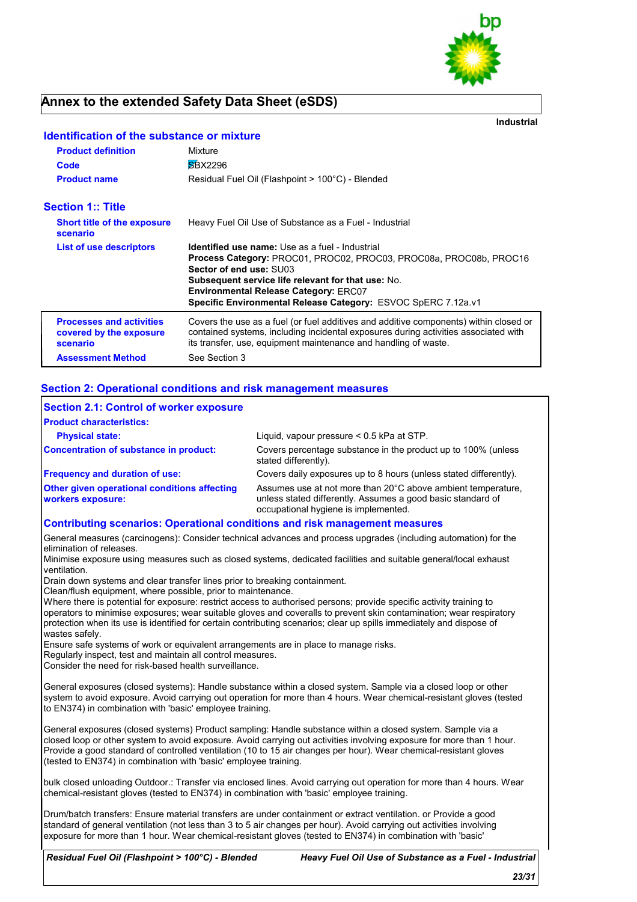# Annex to the extended Safety Data Sheet (eSDS)

**Industrial**

## Identification of the substance or mixture

| | |
|---|---|
| **Product definition** | Mixture |
| **Code** | SBX2296 |
| **Product name** | Residual Fuel Oil (Flashpoint > 100°C) - Blended |

## Section 1:: Title

| | |
|---|---|
| **Short title of the exposure scenario** | Heavy Fuel Oil Use of Substance as a Fuel - Industrial |
| **List of use descriptors** | **Identified use name:** Use as a fuel - Industrial<br>**Process Category:** PROC01, PROC02, PROC03, PROC08a, PROC08b, PROC16<br>**Sector of end use:** SU03<br>**Subsequent service life relevant for that use:** No.<br>**Environmental Release Category:** ERC07<br>**Specific Environmental Release Category:** ESVOC SpERC 7.12a.v1 |
| **Processes and activities covered by the exposure scenario** | Covers the use as a fuel (or fuel additives and additive components) within closed or contained systems, including incidental exposures during activities associated with its transfer, use, equipment maintenance and handling of waste. |
| **Assessment Method** | See Section 3 |

## Section 2: Operational conditions and risk management measures

### Section 2.1: Control of worker exposure

**Product characteristics:**

| | |
|---|---|
| **Physical state:** | Liquid, vapour pressure < 0.5 kPa at STP. |
| **Concentration of substance in product:** | Covers percentage substance in the product up to 100% (unless stated differently). |
| **Frequency and duration of use:** | Covers daily exposures up to 8 hours (unless stated differently). |
| **Other given operational conditions affecting workers exposure:** | Assumes use at not more than 20°C above ambient temperature, unless stated differently. Assumes a good basic standard of occupational hygiene is implemented. |

### Contributing scenarios: Operational conditions and risk management measures

General measures (carcinogens): Consider technical advances and process upgrades (including automation) for the elimination of releases.
Minimise exposure using measures such as closed systems, dedicated facilities and suitable general/local exhaust ventilation.
Drain down systems and clear transfer lines prior to breaking containment.
Clean/flush equipment, where possible, prior to maintenance.
Where there is potential for exposure: restrict access to authorised persons; provide specific activity training to operators to minimise exposures; wear suitable gloves and coveralls to prevent skin contamination; wear respiratory protection when its use is identified for certain contributing scenarios; clear up spills immediately and dispose of wastes safely.
Ensure safe systems of work or equivalent arrangements are in place to manage risks.
Regularly inspect, test and maintain all control measures.
Consider the need for risk-based health surveillance.

General exposures (closed systems): Handle substance within a closed system. Sample via a closed loop or other system to avoid exposure. Avoid carrying out operation for more than 4 hours. Wear chemical-resistant gloves (tested to EN374) in combination with 'basic' employee training.

General exposures (closed systems) Product sampling: Handle substance within a closed system. Sample via a closed loop or other system to avoid exposure. Avoid carrying out activities involving exposure for more than 1 hour. Provide a good standard of controlled ventilation (10 to 15 air changes per hour). Wear chemical-resistant gloves (tested to EN374) in combination with 'basic' employee training.

bulk closed unloading Outdoor.: Transfer via enclosed lines. Avoid carrying out operation for more than 4 hours. Wear chemical-resistant gloves (tested to EN374) in combination with 'basic' employee training.

Drum/batch transfers: Ensure material transfers are under containment or extract ventilation. or Provide a good standard of general ventilation (not less than 3 to 5 air changes per hour). Avoid carrying out activities involving exposure for more than 1 hour. Wear chemical-resistant gloves (tested to EN374) in combination with 'basic'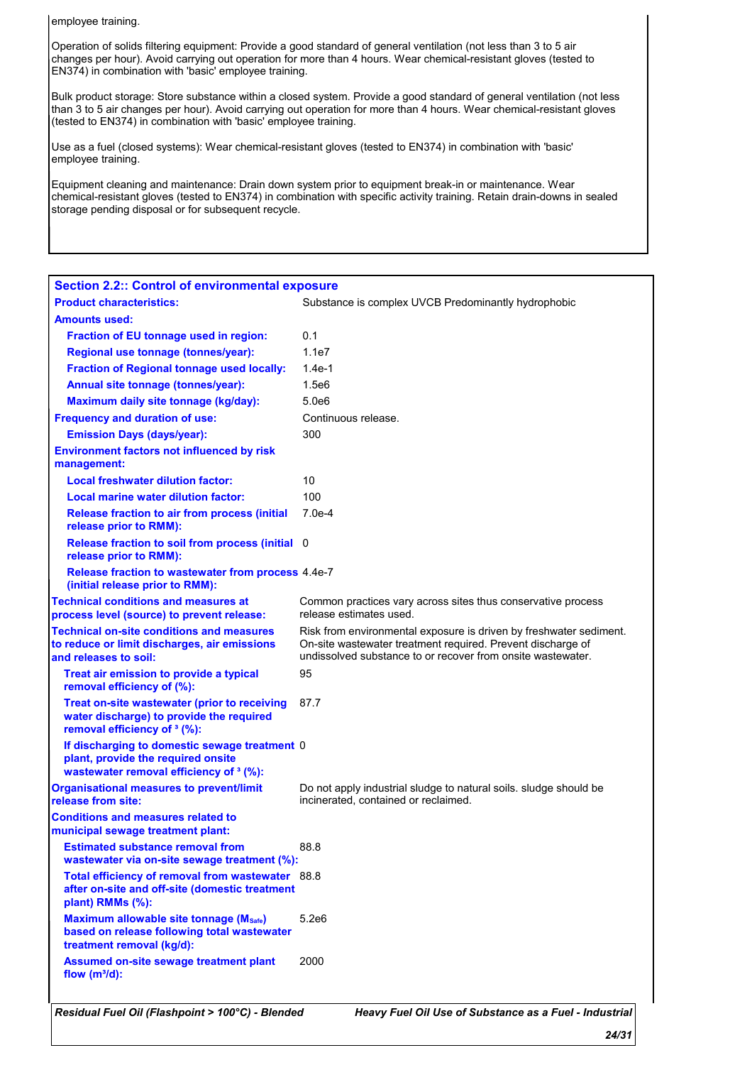employee training.

Operation of solids filtering equipment: Provide a good standard of general ventilation (not less than 3 to 5 air changes per hour). Avoid carrying out operation for more than 4 hours. Wear chemical-resistant gloves (tested to EN374) in combination with 'basic' employee training.

Bulk product storage: Store substance within a closed system. Provide a good standard of general ventilation (not less than 3 to 5 air changes per hour). Avoid carrying out operation for more than 4 hours. Wear chemical-resistant gloves (tested to EN374) in combination with 'basic' employee training.

Use as a fuel (closed systems): Wear chemical-resistant gloves (tested to EN374) in combination with 'basic' employee training.

Equipment cleaning and maintenance: Drain down system prior to equipment break-in or maintenance. Wear chemical-resistant gloves (tested to EN374) in combination with specific activity training. Retain drain-downs in sealed storage pending disposal or for subsequent recycle.

## Section 2.2:: Control of environmental exposure

| | |
|---|---|
| **Product characteristics:** | Substance is complex UVCB Predominantly hydrophobic |
| **Amounts used:** | |
| **Fraction of EU tonnage used in region:** | 0.1 |
| **Regional use tonnage (tonnes/year):** | 1.1e7 |
| **Fraction of Regional tonnage used locally:** | 1.4e-1 |
| **Annual site tonnage (tonnes/year):** | 1.5e6 |
| **Maximum daily site tonnage (kg/day):** | 5.0e6 |
| **Frequency and duration of use:** | Continuous release. |
| **Emission Days (days/year):** | 300 |
| **Environment factors not influenced by risk management:** | |
| **Local freshwater dilution factor:** | 10 |
| **Local marine water dilution factor:** | 100 |
| **Release fraction to air from process (initial release prior to RMM):** | 7.0e-4 |
| **Release fraction to soil from process (initial release prior to RMM):** | 0 |
| **Release fraction to wastewater from process (initial release prior to RMM):** | 4.4e-7 |
| **Technical conditions and measures at process level (source) to prevent release:** | Common practices vary across sites thus conservative process release estimates used. |
| **Technical on-site conditions and measures to reduce or limit discharges, air emissions and releases to soil:** | Risk from environmental exposure is driven by freshwater sediment. On-site wastewater treatment required. Prevent discharge of undissolved substance to or recover from onsite wastewater. |
| **Treat air emission to provide a typical removal efficiency of (%):** | 95 |
| **Treat on-site wastewater (prior to receiving water discharge) to provide the required removal efficiency of ³ (%):** | 87.7 |
| **If discharging to domestic sewage treatment plant, provide the required onsite wastewater removal efficiency of ³ (%):** | 0 |
| **Organisational measures to prevent/limit release from site:** | Do not apply industrial sludge to natural soils. sludge should be incinerated, contained or reclaimed. |
| **Conditions and measures related to municipal sewage treatment plant:** | |
| **Estimated substance removal from wastewater via on-site sewage treatment (%):** | 88.8 |
| **Total efficiency of removal from wastewater after on-site and off-site (domestic treatment plant) RMMs (%):** | 88.8 |
| **Maximum allowable site tonnage ($M_{Safe}$) based on release following total wastewater treatment removal (kg/d):** | 5.2e6 |
| **Assumed on-site sewage treatment plant flow (m³/d):** | 2000 |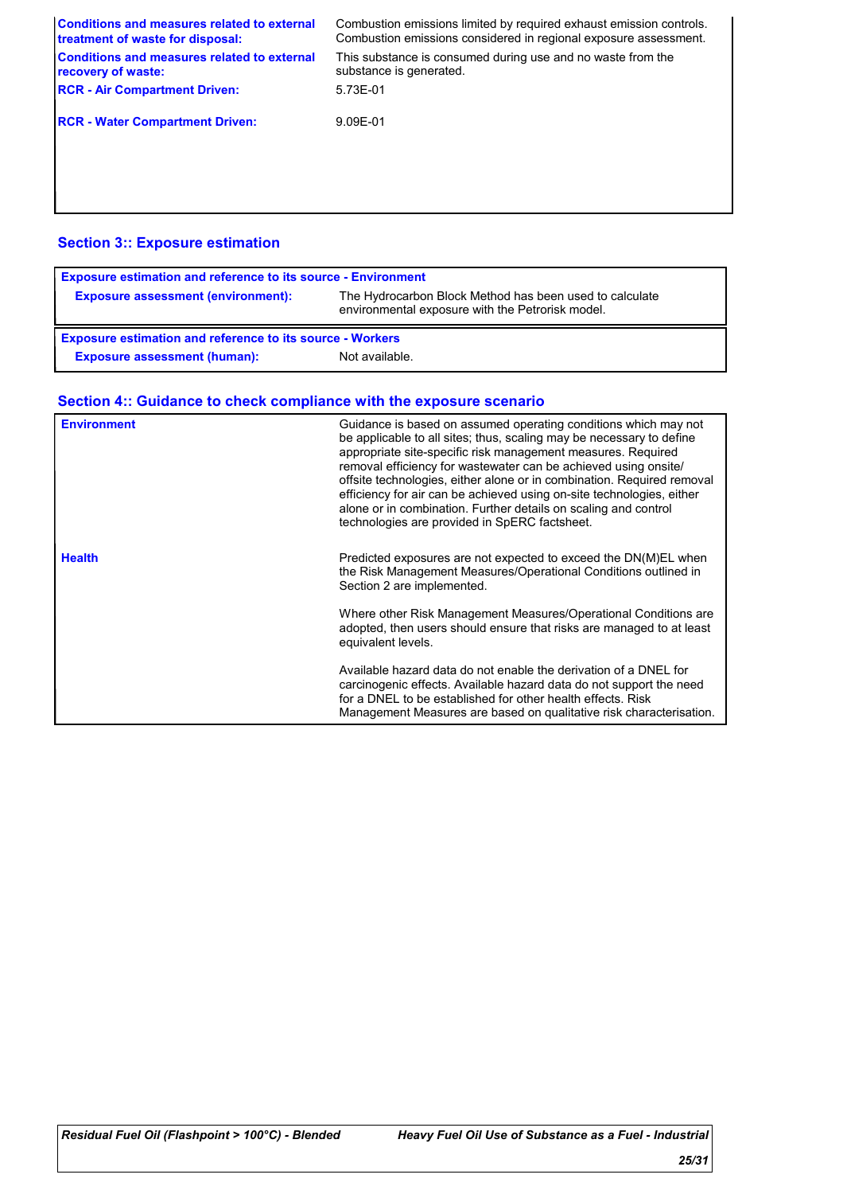| | |
|---|---|
| **Conditions and measures related to external treatment of waste for disposal:** | Combustion emissions limited by required exhaust emission controls. Combustion emissions considered in regional exposure assessment. |
| **Conditions and measures related to external recovery of waste:** | This substance is consumed during use and no waste from the substance is generated. |
| **RCR - Air Compartment Driven:** | 5.73E-01 |
| **RCR - Water Compartment Driven:** | 9.09E-01 |

## Section 3:: Exposure estimation

| **Exposure estimation and reference to its source - Environment** | |
|---|---|
| **Exposure assessment (environment):** | The Hydrocarbon Block Method has been used to calculate environmental exposure with the Petrorisk model. |

| **Exposure estimation and reference to its source - Workers** | |
|---|---|
| **Exposure assessment (human):** | Not available. |

## Section 4:: Guidance to check compliance with the exposure scenario

| | |
|---|---|
| **Environment** | Guidance is based on assumed operating conditions which may not be applicable to all sites; thus, scaling may be necessary to define appropriate site-specific risk management measures. Required removal efficiency for wastewater can be achieved using onsite/ offsite technologies, either alone or in combination. Required removal efficiency for air can be achieved using on-site technologies, either alone or in combination. Further details on scaling and control technologies are provided in SpERC factsheet. |
| **Health** | Predicted exposures are not expected to exceed the DN(M)EL when the Risk Management Measures/Operational Conditions outlined in Section 2 are implemented.<br><br>Where other Risk Management Measures/Operational Conditions are adopted, then users should ensure that risks are managed to at least equivalent levels.<br><br>Available hazard data do not enable the derivation of a DNEL for carcinogenic effects. Available hazard data do not support the need for a DNEL to be established for other health effects. Risk Management Measures are based on qualitative risk characterisation. |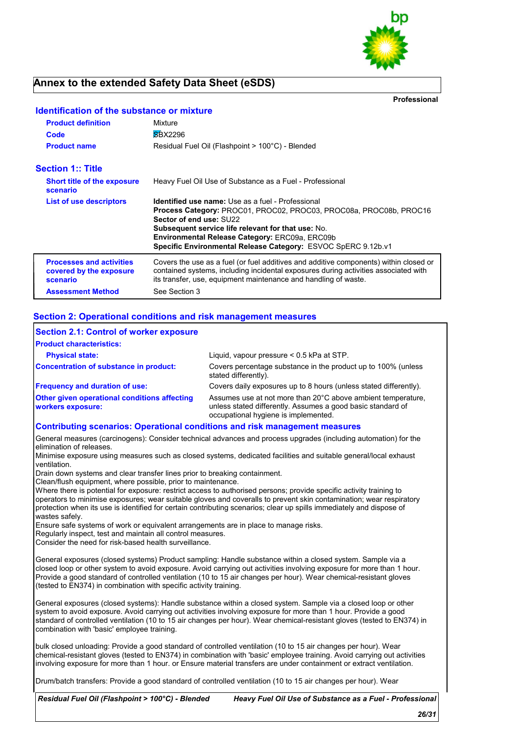# Annex to the extended Safety Data Sheet (eSDS)

**Professional**

## Identification of the substance or mixture

| | |
|---|---|
| **Product definition** | Mixture |
| **Code** | SBX2296 |
| **Product name** | Residual Fuel Oil (Flashpoint > 100°C) - Blended |

## Section 1:: Title

| | |
|---|---|
| **Short title of the exposure scenario** | Heavy Fuel Oil Use of Substance as a Fuel - Professional |
| **List of use descriptors** | **Identified use name:** Use as a fuel - Professional<br>**Process Category:** PROC01, PROC02, PROC03, PROC08a, PROC08b, PROC16<br>**Sector of end use:** SU22<br>**Subsequent service life relevant for that use:** No.<br>**Environmental Release Category:** ERC09a, ERC09b<br>**Specific Environmental Release Category:** ESVOC SpERC 9.12b.v1 |
| **Processes and activities covered by the exposure scenario** | Covers the use as a fuel (or fuel additives and additive components) within closed or contained systems, including incidental exposures during activities associated with its transfer, use, equipment maintenance and handling of waste. |
| **Assessment Method** | See Section 3 |

## Section 2: Operational conditions and risk management measures

### Section 2.1: Control of worker exposure

**Product characteristics:**

| | |
|---|---|
| **Physical state:** | Liquid, vapour pressure < 0.5 kPa at STP. |
| **Concentration of substance in product:** | Covers percentage substance in the product up to 100% (unless stated differently). |
| **Frequency and duration of use:** | Covers daily exposures up to 8 hours (unless stated differently). |
| **Other given operational conditions affecting workers exposure:** | Assumes use at not more than 20°C above ambient temperature, unless stated differently. Assumes a good basic standard of occupational hygiene is implemented. |

### Contributing scenarios: Operational conditions and risk management measures

General measures (carcinogens): Consider technical advances and process upgrades (including automation) for the elimination of releases.
Minimise exposure using measures such as closed systems, dedicated facilities and suitable general/local exhaust ventilation.
Drain down systems and clear transfer lines prior to breaking containment.
Clean/flush equipment, where possible, prior to maintenance.
Where there is potential for exposure: restrict access to authorised persons; provide specific activity training to operators to minimise exposures; wear suitable gloves and coveralls to prevent skin contamination; wear respiratory protection when its use is identified for certain contributing scenarios; clear up spills immediately and dispose of wastes safely.
Ensure safe systems of work or equivalent arrangements are in place to manage risks.
Regularly inspect, test and maintain all control measures.
Consider the need for risk-based health surveillance.

General exposures (closed systems) Product sampling: Handle substance within a closed system. Sample via a closed loop or other system to avoid exposure. Avoid carrying out activities involving exposure for more than 1 hour. Provide a good standard of controlled ventilation (10 to 15 air changes per hour). Wear chemical-resistant gloves (tested to EN374) in combination with specific activity training.

General exposures (closed systems): Handle substance within a closed system. Sample via a closed loop or other system to avoid exposure. Avoid carrying out activities involving exposure for more than 1 hour. Provide a good standard of controlled ventilation (10 to 15 air changes per hour). Wear chemical-resistant gloves (tested to EN374) in combination with 'basic' employee training.

bulk closed unloading: Provide a good standard of controlled ventilation (10 to 15 air changes per hour). Wear chemical-resistant gloves (tested to EN374) in combination with 'basic' employee training. Avoid carrying out activities involving exposure for more than 1 hour. or Ensure material transfers are under containment or extract ventilation.

Drum/batch transfers: Provide a good standard of controlled ventilation (10 to 15 air changes per hour). Wear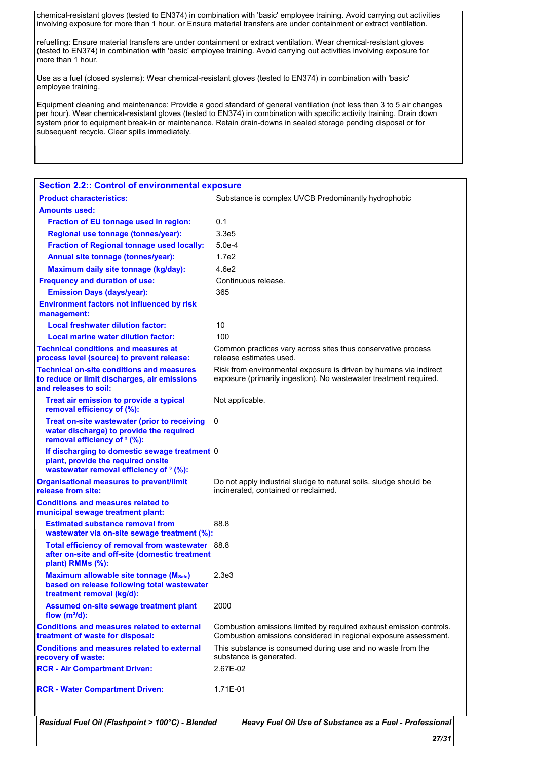chemical-resistant gloves (tested to EN374) in combination with 'basic' employee training. Avoid carrying out activities involving exposure for more than 1 hour. or Ensure material transfers are under containment or extract ventilation.

refuelling: Ensure material transfers are under containment or extract ventilation. Wear chemical-resistant gloves (tested to EN374) in combination with 'basic' employee training. Avoid carrying out activities involving exposure for more than 1 hour.

Use as a fuel (closed systems): Wear chemical-resistant gloves (tested to EN374) in combination with 'basic' employee training.

Equipment cleaning and maintenance: Provide a good standard of general ventilation (not less than 3 to 5 air changes per hour). Wear chemical-resistant gloves (tested to EN374) in combination with specific activity training. Drain down system prior to equipment break-in or maintenance. Retain drain-downs in sealed storage pending disposal or for subsequent recycle. Clear spills immediately.

## Section 2.2:: Control of environmental exposure

| | |
|---|---|
| **Product characteristics:** | Substance is complex UVCB Predominantly hydrophobic |
| **Amounts used:** | |
| **Fraction of EU tonnage used in region:** | 0.1 |
| **Regional use tonnage (tonnes/year):** | 3.3e5 |
| **Fraction of Regional tonnage used locally:** | 5.0e-4 |
| **Annual site tonnage (tonnes/year):** | 1.7e2 |
| **Maximum daily site tonnage (kg/day):** | 4.6e2 |
| **Frequency and duration of use:** | Continuous release. |
| **Emission Days (days/year):** | 365 |
| **Environment factors not influenced by risk management:** | |
| **Local freshwater dilution factor:** | 10 |
| **Local marine water dilution factor:** | 100 |
| **Technical conditions and measures at process level (source) to prevent release:** | Common practices vary across sites thus conservative process release estimates used. |
| **Technical on-site conditions and measures to reduce or limit discharges, air emissions and releases to soil:** | Risk from environmental exposure is driven by humans via indirect exposure (primarily ingestion). No wastewater treatment required. |
| **Treat air emission to provide a typical removal efficiency of (%):** | Not applicable. |
| **Treat on-site wastewater (prior to receiving water discharge) to provide the required removal efficiency of ³ (%):** | 0 |
| **If discharging to domestic sewage treatment plant, provide the required onsite wastewater removal efficiency of ³ (%):** | 0 |
| **Organisational measures to prevent/limit release from site:** | Do not apply industrial sludge to natural soils. sludge should be incinerated, contained or reclaimed. |
| **Conditions and measures related to municipal sewage treatment plant:** | |
| **Estimated substance removal from wastewater via on-site sewage treatment (%):** | 88.8 |
| **Total efficiency of removal from wastewater after on-site and off-site (domestic treatment plant) RMMs (%):** | 88.8 |
| **Maximum allowable site tonnage ($M_{Safe}$) based on release following total wastewater treatment removal (kg/d):** | 2.3e3 |
| **Assumed on-site sewage treatment plant flow ($m^3/d$):** | 2000 |
| **Conditions and measures related to external treatment of waste for disposal:** | Combustion emissions limited by required exhaust emission controls. Combustion emissions considered in regional exposure assessment. |
| **Conditions and measures related to external recovery of waste:** | This substance is consumed during use and no waste from the substance is generated. |
| **RCR - Air Compartment Driven:** | 2.67E-02 |
| **RCR - Water Compartment Driven:** | 1.71E-01 |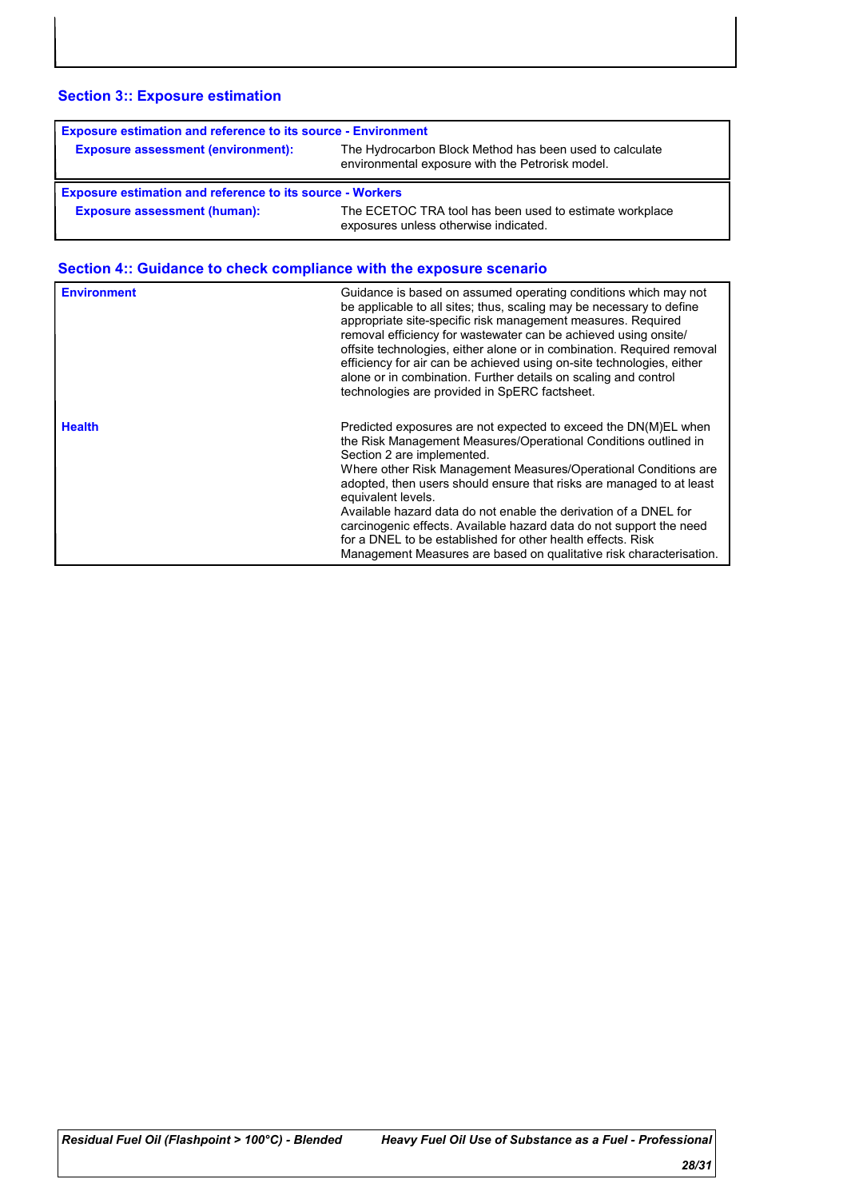## Section 3:: Exposure estimation

| Exposure estimation and reference to its source - Environment | |
|---|---|
| **Exposure assessment (environment):** | The Hydrocarbon Block Method has been used to calculate environmental exposure with the Petrorisk model. |

| Exposure estimation and reference to its source - Workers | |
|---|---|
| **Exposure assessment (human):** | The ECETOC TRA tool has been used to estimate workplace exposures unless otherwise indicated. |

## Section 4:: Guidance to check compliance with the exposure scenario

| | |
|---|---|
| **Environment** | Guidance is based on assumed operating conditions which may not be applicable to all sites; thus, scaling may be necessary to define appropriate site-specific risk management measures. Required removal efficiency for wastewater can be achieved using onsite/ offsite technologies, either alone or in combination. Required removal efficiency for air can be achieved using on-site technologies, either alone or in combination. Further details on scaling and control technologies are provided in SpERC factsheet. |
| **Health** | Predicted exposures are not expected to exceed the DN(M)EL when the Risk Management Measures/Operational Conditions outlined in Section 2 are implemented. Where other Risk Management Measures/Operational Conditions are adopted, then users should ensure that risks are managed to at least equivalent levels. Available hazard data do not enable the derivation of a DNEL for carcinogenic effects. Available hazard data do not support the need for a DNEL to be established for other health effects. Risk Management Measures are based on qualitative risk characterisation. |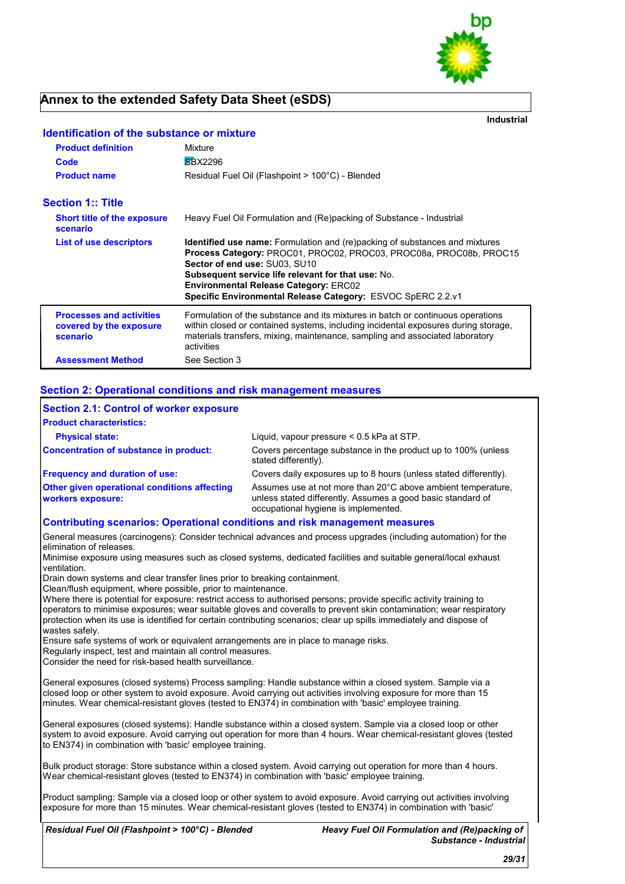# Annex to the extended Safety Data Sheet (eSDS)

**Industrial**

## Identification of the substance or mixture

| | |
|---|---|
| **Product definition** | Mixture |
| **Code** | SBX2296 |
| **Product name** | Residual Fuel Oil (Flashpoint > 100°C) - Blended |

## Section 1:: Title

| | |
|---|---|
| **Short title of the exposure scenario** | Heavy Fuel Oil Formulation and (Re)packing of Substance - Industrial |
| **List of use descriptors** | **Identified use name:** Formulation and (re)packing of substances and mixtures<br>**Process Category:** PROC01, PROC02, PROC03, PROC08a, PROC08b, PROC15<br>**Sector of end use:** SU03, SU10<br>**Subsequent service life relevant for that use:** No.<br>**Environmental Release Category:** ERC02<br>**Specific Environmental Release Category:** ESVOC SpERC 2.2.v1 |
| **Processes and activities covered by the exposure scenario** | Formulation of the substance and its mixtures in batch or continuous operations within closed or contained systems, including incidental exposures during storage, materials transfers, mixing, maintenance, sampling and associated laboratory activities |
| **Assessment Method** | See Section 3 |

## Section 2: Operational conditions and risk management measures

### Section 2.1: Control of worker exposure

**Product characteristics:**

| | |
|---|---|
| **Physical state:** | Liquid, vapour pressure < 0.5 kPa at STP. |
| **Concentration of substance in product:** | Covers percentage substance in the product up to 100% (unless stated differently). |
| **Frequency and duration of use:** | Covers daily exposures up to 8 hours (unless stated differently). |
| **Other given operational conditions affecting workers exposure:** | Assumes use at not more than 20°C above ambient temperature, unless stated differently. Assumes a good basic standard of occupational hygiene is implemented. |

### Contributing scenarios: Operational conditions and risk management measures

General measures (carcinogens): Consider technical advances and process upgrades (including automation) for the elimination of releases.
Minimise exposure using measures such as closed systems, dedicated facilities and suitable general/local exhaust ventilation.
Drain down systems and clear transfer lines prior to breaking containment.
Clean/flush equipment, where possible, prior to maintenance.
Where there is potential for exposure: restrict access to authorised persons; provide specific activity training to operators to minimise exposures; wear suitable gloves and coveralls to prevent skin contamination; wear respiratory protection when its use is identified for certain contributing scenarios; clear up spills immediately and dispose of wastes safely.
Ensure safe systems of work or equivalent arrangements are in place to manage risks.
Regularly inspect, test and maintain all control measures.
Consider the need for risk-based health surveillance.

General exposures (closed systems) Process sampling: Handle substance within a closed system. Sample via a closed loop or other system to avoid exposure. Avoid carrying out activities involving exposure for more than 15 minutes. Wear chemical-resistant gloves (tested to EN374) in combination with 'basic' employee training.

General exposures (closed systems): Handle substance within a closed system. Sample via a closed loop or other system to avoid exposure. Avoid carrying out operation for more than 4 hours. Wear chemical-resistant gloves (tested to EN374) in combination with 'basic' employee training.

Bulk product storage: Store substance within a closed system. Avoid carrying out operation for more than 4 hours. Wear chemical-resistant gloves (tested to EN374) in combination with 'basic' employee training.

Product sampling: Sample via a closed loop or other system to avoid exposure. Avoid carrying out activities involving exposure for more than 15 minutes. Wear chemical-resistant gloves (tested to EN374) in combination with 'basic'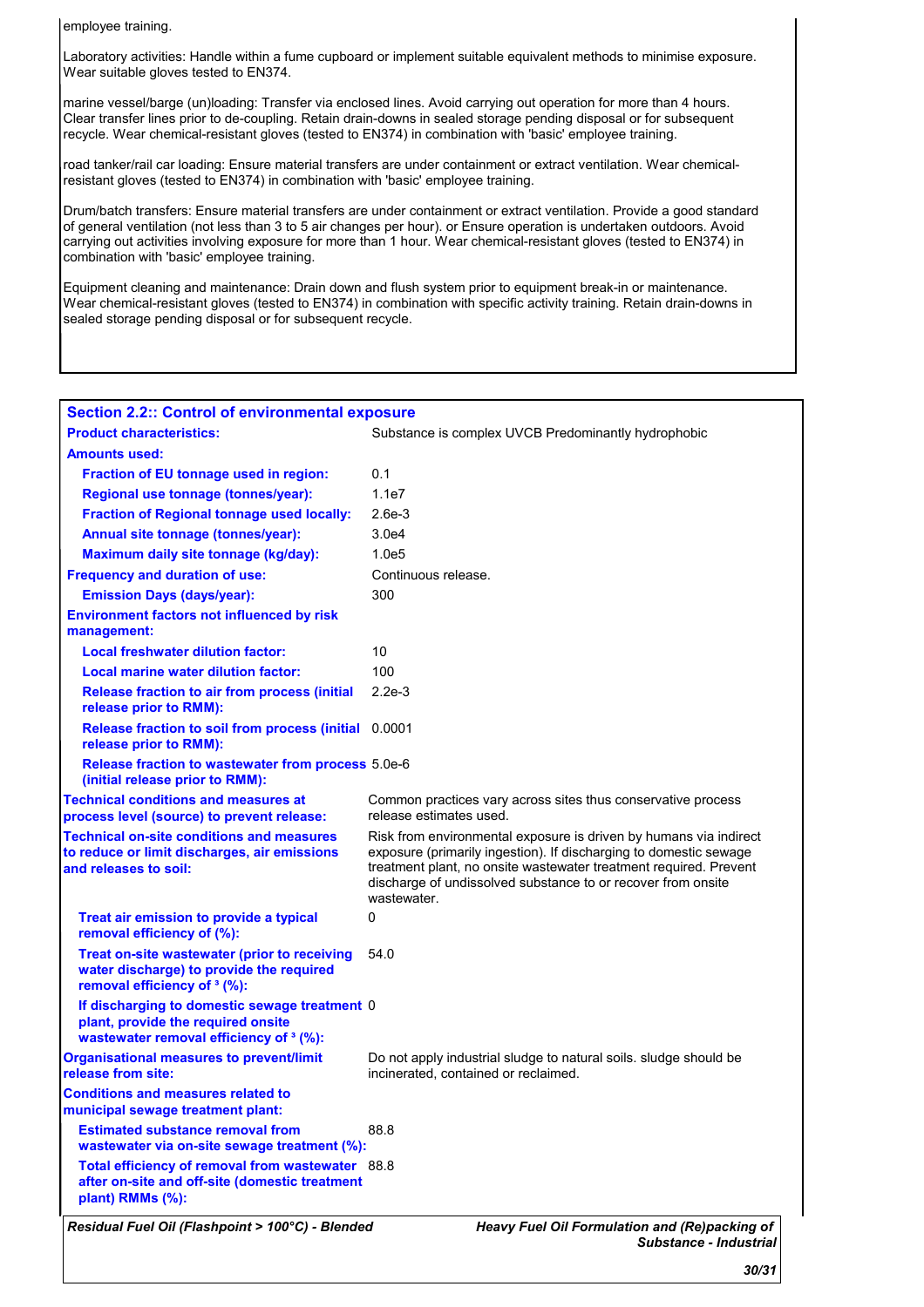employee training.

Laboratory activities: Handle within a fume cupboard or implement suitable equivalent methods to minimise exposure. Wear suitable gloves tested to EN374.

marine vessel/barge (un)loading: Transfer via enclosed lines. Avoid carrying out operation for more than 4 hours. Clear transfer lines prior to de-coupling. Retain drain-downs in sealed storage pending disposal or for subsequent recycle. Wear chemical-resistant gloves (tested to EN374) in combination with 'basic' employee training.

road tanker/rail car loading: Ensure material transfers are under containment or extract ventilation. Wear chemical-resistant gloves (tested to EN374) in combination with 'basic' employee training.

Drum/batch transfers: Ensure material transfers are under containment or extract ventilation. Provide a good standard of general ventilation (not less than 3 to 5 air changes per hour). or Ensure operation is undertaken outdoors. Avoid carrying out activities involving exposure for more than 1 hour. Wear chemical-resistant gloves (tested to EN374) in combination with 'basic' employee training.

Equipment cleaning and maintenance: Drain down and flush system prior to equipment break-in or maintenance. Wear chemical-resistant gloves (tested to EN374) in combination with specific activity training. Retain drain-downs in sealed storage pending disposal or for subsequent recycle.

## Section 2.2:: Control of environmental exposure

| | |
|---|---|
| **Product characteristics:** | Substance is complex UVCB Predominantly hydrophobic |
| **Amounts used:** | |
| **Fraction of EU tonnage used in region:** | 0.1 |
| **Regional use tonnage (tonnes/year):** | 1.1e7 |
| **Fraction of Regional tonnage used locally:** | 2.6e-3 |
| **Annual site tonnage (tonnes/year):** | 3.0e4 |
| **Maximum daily site tonnage (kg/day):** | 1.0e5 |
| **Frequency and duration of use:** | Continuous release. |
| **Emission Days (days/year):** | 300 |
| **Environment factors not influenced by risk management:** | |
| **Local freshwater dilution factor:** | 10 |
| **Local marine water dilution factor:** | 100 |
| **Release fraction to air from process (initial release prior to RMM):** | 2.2e-3 |
| **Release fraction to soil from process (initial release prior to RMM):** | 0.0001 |
| **Release fraction to wastewater from process (initial release prior to RMM):** | 5.0e-6 |
| **Technical conditions and measures at process level (source) to prevent release:** | Common practices vary across sites thus conservative process release estimates used. |
| **Technical on-site conditions and measures to reduce or limit discharges, air emissions and releases to soil:** | Risk from environmental exposure is driven by humans via indirect exposure (primarily ingestion). If discharging to domestic sewage treatment plant, no onsite wastewater treatment required. Prevent discharge of undissolved substance to or recover from onsite wastewater. |
| **Treat air emission to provide a typical removal efficiency of (%):** | 0 |
| **Treat on-site wastewater (prior to receiving water discharge) to provide the required removal efficiency of ³ (%):** | 54.0 |
| **If discharging to domestic sewage treatment plant, provide the required onsite wastewater removal efficiency of ³ (%):** | 0 |
| **Organisational measures to prevent/limit release from site:** | Do not apply industrial sludge to natural soils. sludge should be incinerated, contained or reclaimed. |
| **Conditions and measures related to municipal sewage treatment plant:** | |
| **Estimated substance removal from wastewater via on-site sewage treatment (%):** | 88.8 |
| **Total efficiency of removal from wastewater after on-site and off-site (domestic treatment plant) RMMs (%):** | 88.8 |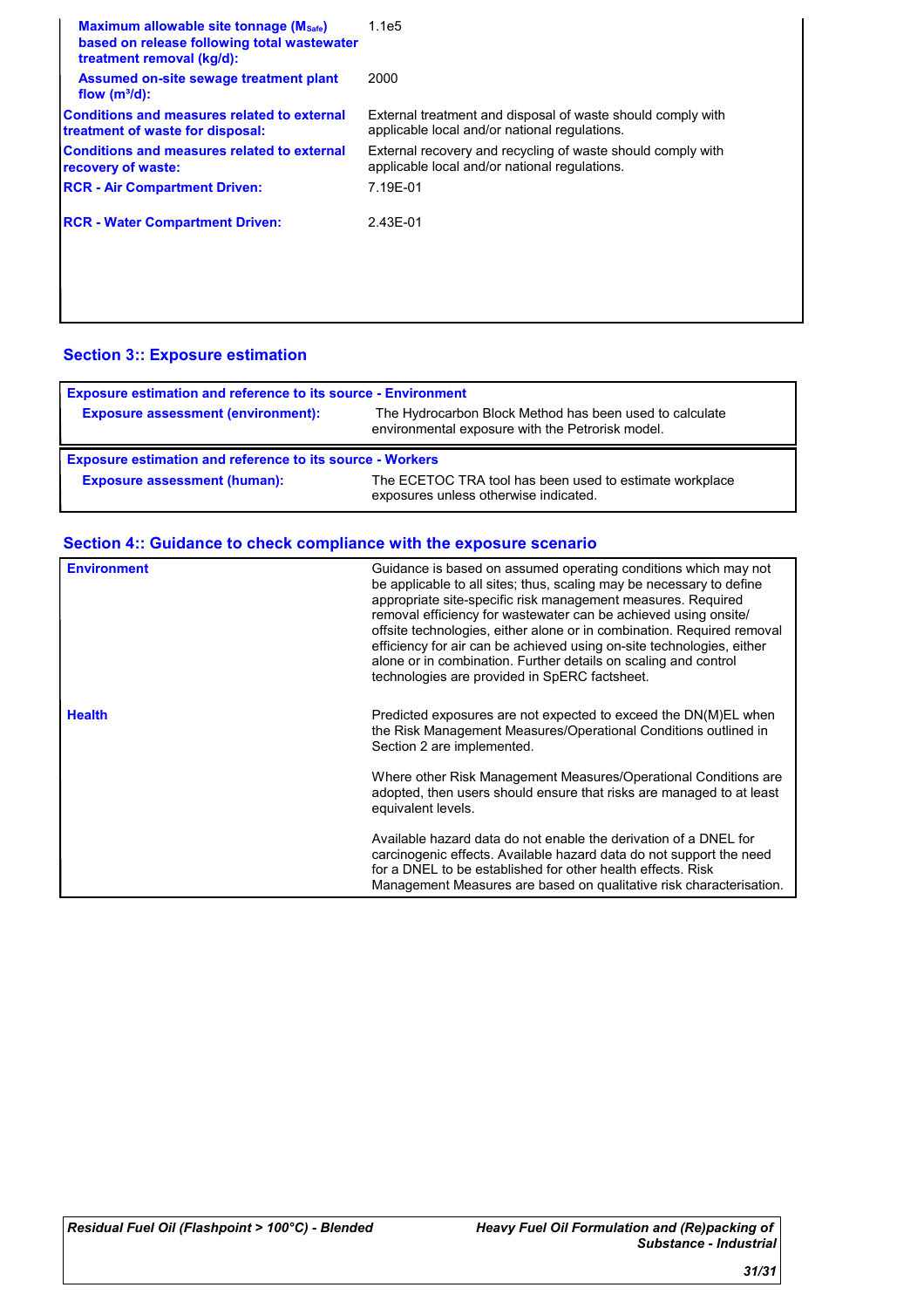| | |
|---|---|
| **Maximum allowable site tonnage ($M_{Safe}$) based on release following total wastewater treatment removal (kg/d):** | 1.1e5 |
| **Assumed on-site sewage treatment plant flow (m³/d):** | 2000 |
| **Conditions and measures related to external treatment of waste for disposal:** | External treatment and disposal of waste should comply with applicable local and/or national regulations. |
| **Conditions and measures related to external recovery of waste:** | External recovery and recycling of waste should comply with applicable local and/or national regulations. |
| **RCR - Air Compartment Driven:** | 7.19E-01 |
| **RCR - Water Compartment Driven:** | 2.43E-01 |

## Section 3:: Exposure estimation

**Exposure estimation and reference to its source - Environment**

| | |
|---|---|
| **Exposure assessment (environment):** | The Hydrocarbon Block Method has been used to calculate environmental exposure with the Petrorisk model. |

**Exposure estimation and reference to its source - Workers**

| | |
|---|---|
| **Exposure assessment (human):** | The ECETOC TRA tool has been used to estimate workplace exposures unless otherwise indicated. |

## Section 4:: Guidance to check compliance with the exposure scenario

| | |
|---|---|
| **Environment** | Guidance is based on assumed operating conditions which may not be applicable to all sites; thus, scaling may be necessary to define appropriate site-specific risk management measures. Required removal efficiency for wastewater can be achieved using onsite/offsite technologies, either alone or in combination. Required removal efficiency for air can be achieved using on-site technologies, either alone or in combination. Further details on scaling and control technologies are provided in SpERC factsheet. |
| **Health** | Predicted exposures are not expected to exceed the DN(M)EL when the Risk Management Measures/Operational Conditions outlined in Section 2 are implemented.<br><br>Where other Risk Management Measures/Operational Conditions are adopted, then users should ensure that risks are managed to at least equivalent levels.<br><br>Available hazard data do not enable the derivation of a DNEL for carcinogenic effects. Available hazard data do not support the need for a DNEL to be established for other health effects. Risk Management Measures are based on qualitative risk characterisation. |